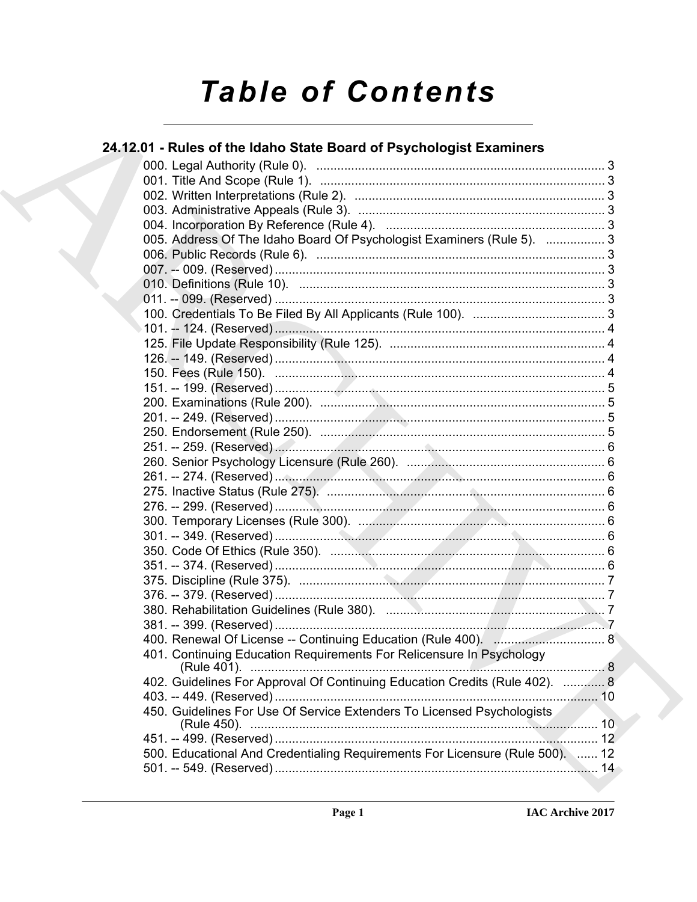# Table of Contents

## 24.12.01 - Rules of the Idaho State Board of Psychologist Examiners

000. Legal Authority (Rule 0). .................................................................................... 3
001. Title And Scope (Rule 1). ................................................................................... 3
002. Written Interpretations (Rule 2). ........................................................................ 3
003. Administrative Appeals (Rule 3). ....................................................................... 3
004. Incorporation By Reference (Rule 4). ............................................................... 3
005. Address Of The Idaho Board Of Psychologist Examiners (Rule 5). ................. 3
006. Public Records (Rule 6). .................................................................................... 3
007. -- 009. (Reserved) ............................................................................................... 3
010. Definitions (Rule 10). ........................................................................................ 3
011. -- 099. (Reserved) ............................................................................................... 3
100. Credentials To Be Filed By All Applicants (Rule 100). ...................................... 3
101. -- 124. (Reserved) ............................................................................................... 4
125. File Update Responsibility (Rule 125). .............................................................. 4
126. -- 149. (Reserved) ............................................................................................... 4
150. Fees (Rule 150). ................................................................................................ 4
151. -- 199. (Reserved) ............................................................................................... 5
200. Examinations (Rule 200). .................................................................................. 5
201. -- 249. (Reserved) ............................................................................................... 5
250. Endorsement (Rule 250). .................................................................................. 5
251. -- 259. (Reserved) ............................................................................................... 6
260. Senior Psychology Licensure (Rule 260). ......................................................... 6
261. -- 274. (Reserved) ............................................................................................... 6
275. Inactive Status (Rule 275). ................................................................................ 6
276. -- 299. (Reserved) ............................................................................................... 6
300. Temporary Licenses (Rule 300). ....................................................................... 6
301. -- 349. (Reserved) ............................................................................................... 6
350. Code Of Ethics (Rule 350). ................................................................................ 6
351. -- 374. (Reserved) ............................................................................................... 6
375. Discipline (Rule 375). ........................................................................................ 7
376. -- 379. (Reserved) ............................................................................................... 7
380. Rehabilitation Guidelines (Rule 380). ............................................................... 7
381. -- 399. (Reserved) ............................................................................................... 7
400. Renewal Of License -- Continuing Education (Rule 400). ................................ 8
401. Continuing Education Requirements For Relicensure In Psychology (Rule 401). ....................................................................................................... 8
402. Guidelines For Approval Of Continuing Education Credits (Rule 402). ............ 8
403. -- 449. (Reserved) ............................................................................................. 10
450. Guidelines For Use Of Service Extenders To Licensed Psychologists (Rule 450). ..................................................................................................... 10
451. -- 499. (Reserved) ............................................................................................. 12
500. Educational And Credentialing Requirements For Licensure (Rule 500). ...... 12
501. -- 549. (Reserved) ............................................................................................. 14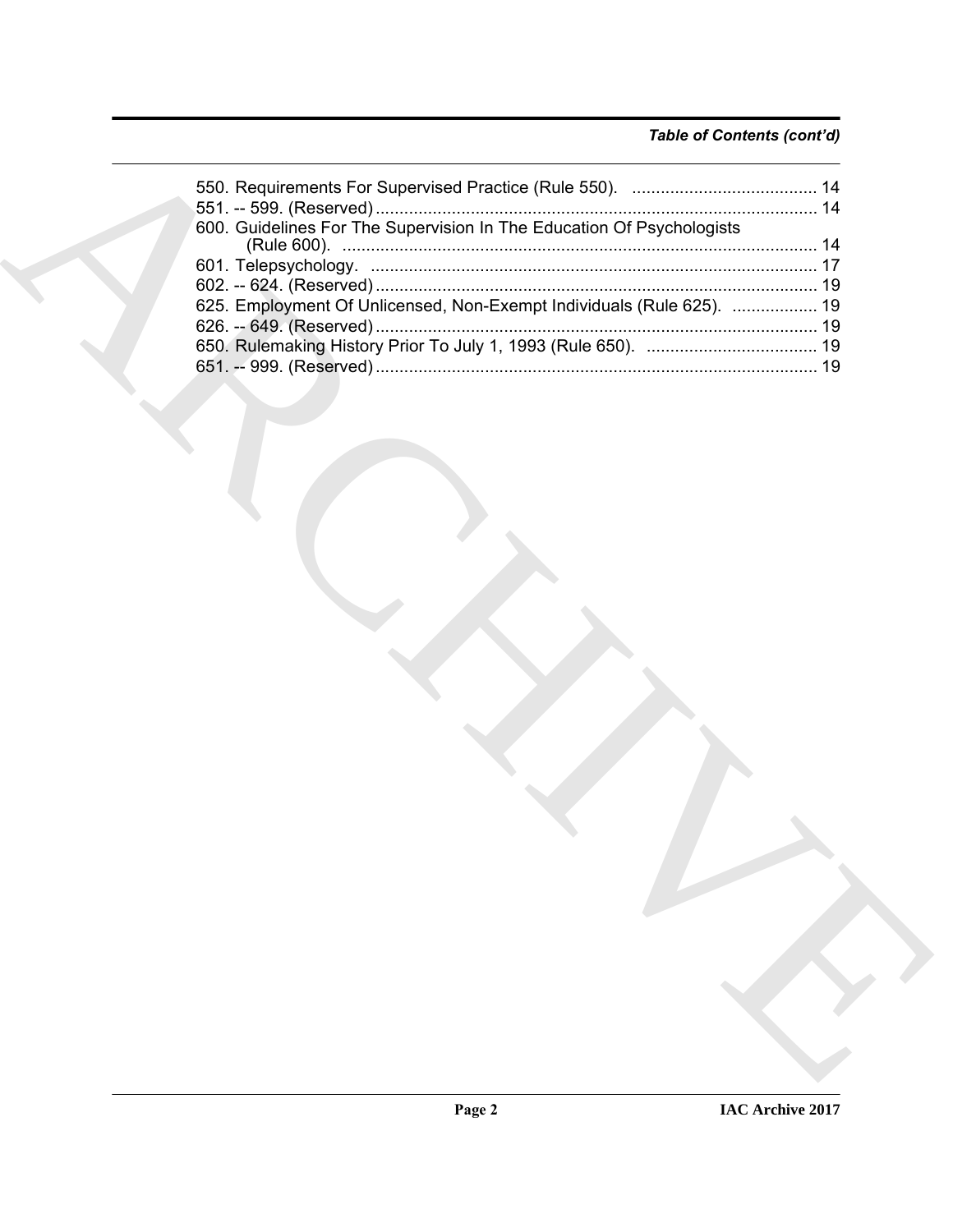*Table of Contents (cont'd)*

550. Requirements For Supervised Practice (Rule 550). ....................................... 14
551. -- 599. (Reserved) ............................................................................................ 14
600. Guidelines For The Supervision In The Education Of Psychologists (Rule 600). .................................................................................................... 14
601. Telepsychology. ............................................................................................. 17
602. -- 624. (Reserved) ............................................................................................ 19
625. Employment Of Unlicensed, Non-Exempt Individuals (Rule 625). .................. 19
626. -- 649. (Reserved) ............................................................................................ 19
650. Rulemaking History Prior To July 1, 1993 (Rule 650). .................................... 19
651. -- 999. (Reserved) ............................................................................................ 19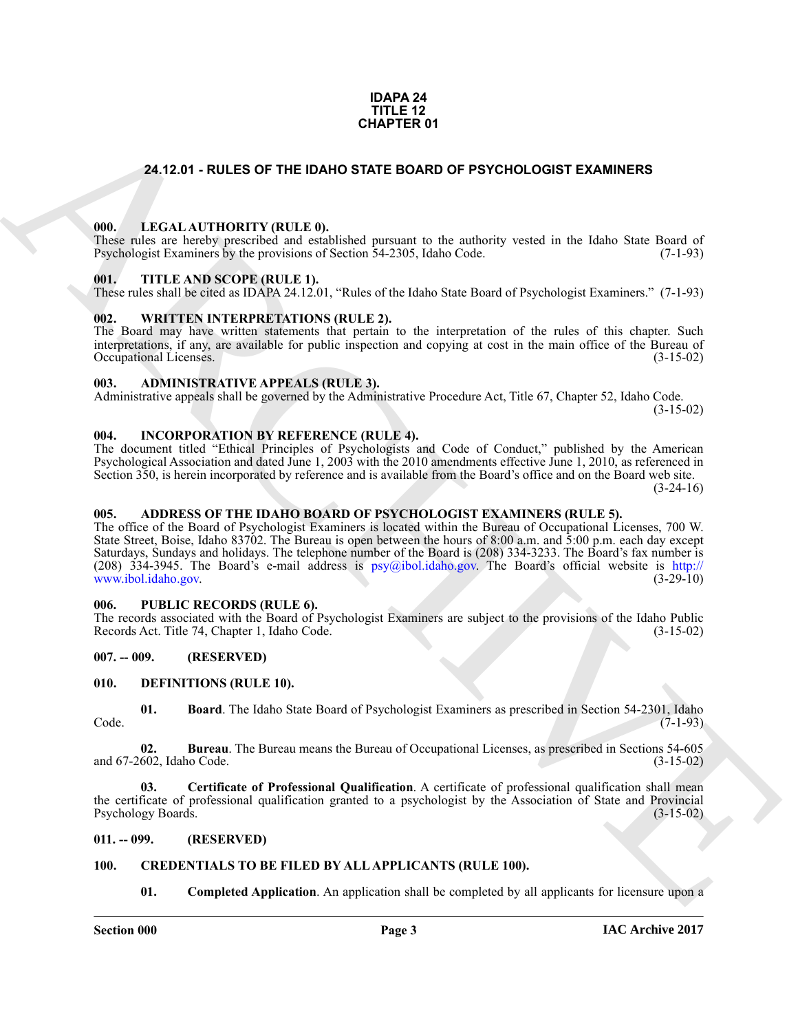**IDAPA 24**
**TITLE 12**
**CHAPTER 01**

# 24.12.01 - RULES OF THE IDAHO STATE BOARD OF PSYCHOLOGIST EXAMINERS

### 000. LEGAL AUTHORITY (RULE 0).

These rules are hereby prescribed and established pursuant to the authority vested in the Idaho State Board of Psychologist Examiners by the provisions of Section 54-2305, Idaho Code. (7-1-93)

### 001. TITLE AND SCOPE (RULE 1).

These rules shall be cited as IDAPA 24.12.01, "Rules of the Idaho State Board of Psychologist Examiners." (7-1-93)

### 002. WRITTEN INTERPRETATIONS (RULE 2).

The Board may have written statements that pertain to the interpretation of the rules of this chapter. Such interpretations, if any, are available for public inspection and copying at cost in the main office of the Bureau of Occupational Licenses. (3-15-02)

### 003. ADMINISTRATIVE APPEALS (RULE 3).

Administrative appeals shall be governed by the Administrative Procedure Act, Title 67, Chapter 52, Idaho Code. (3-15-02)

### 004. INCORPORATION BY REFERENCE (RULE 4).

The document titled "Ethical Principles of Psychologists and Code of Conduct," published by the American Psychological Association and dated June 1, 2003 with the 2010 amendments effective June 1, 2010, as referenced in Section 350, is herein incorporated by reference and is available from the Board's office and on the Board web site. (3-24-16)

### 005. ADDRESS OF THE IDAHO BOARD OF PSYCHOLOGIST EXAMINERS (RULE 5).

The office of the Board of Psychologist Examiners is located within the Bureau of Occupational Licenses, 700 W. State Street, Boise, Idaho 83702. The Bureau is open between the hours of 8:00 a.m. and 5:00 p.m. each day except Saturdays, Sundays and holidays. The telephone number of the Board is (208) 334-3233. The Board's fax number is (208) 334-3945. The Board's e-mail address is psy@ibol.idaho.gov. The Board's official website is http://www.ibol.idaho.gov. (3-29-10)

### 006. PUBLIC RECORDS (RULE 6).

The records associated with the Board of Psychologist Examiners are subject to the provisions of the Idaho Public Records Act. Title 74, Chapter 1, Idaho Code. (3-15-02)

### 007. -- 009. (RESERVED)

### 010. DEFINITIONS (RULE 10).

**01. Board**. The Idaho State Board of Psychologist Examiners as prescribed in Section 54-2301, Idaho Code. (7-1-93)

**02. Bureau**. The Bureau means the Bureau of Occupational Licenses, as prescribed in Sections 54-605 and 67-2602, Idaho Code. (3-15-02)

**03. Certificate of Professional Qualification**. A certificate of professional qualification shall mean the certificate of professional qualification granted to a psychologist by the Association of State and Provincial Psychology Boards. (3-15-02)

### 011. -- 099. (RESERVED)

### 100. CREDENTIALS TO BE FILED BY ALL APPLICANTS (RULE 100).

**01. Completed Application**. An application shall be completed by all applicants for licensure upon a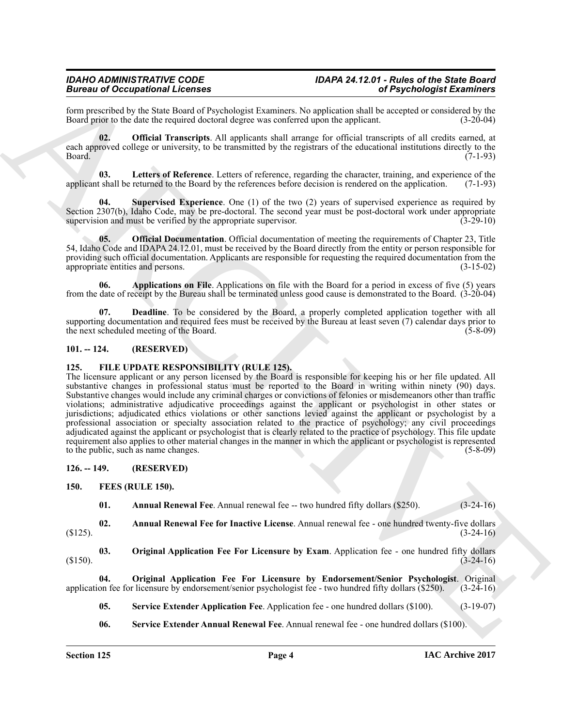form prescribed by the State Board of Psychologist Examiners. No application shall be accepted or considered by the Board prior to the date the required doctoral degree was conferred upon the applicant. (3-20-04)

**02. Official Transcripts**. All applicants shall arrange for official transcripts of all credits earned, at each approved college or university, to be transmitted by the registrars of the educational institutions directly to the Board. (7-1-93)

**03. Letters of Reference**. Letters of reference, regarding the character, training, and experience of the applicant shall be returned to the Board by the references before decision is rendered on the application. (7-1-93)

**04. Supervised Experience**. One (1) of the two (2) years of supervised experience as required by Section 2307(b), Idaho Code, may be pre-doctoral. The second year must be post-doctoral work under appropriate supervision and must be verified by the appropriate supervisor. (3-29-10)

**05. Official Documentation**. Official documentation of meeting the requirements of Chapter 23, Title 54, Idaho Code and IDAPA 24.12.01, must be received by the Board directly from the entity or person responsible for providing such official documentation. Applicants are responsible for requesting the required documentation from the appropriate entities and persons. (3-15-02)

**06. Applications on File**. Applications on file with the Board for a period in excess of five (5) years from the date of receipt by the Bureau shall be terminated unless good cause is demonstrated to the Board. (3-20-04)

**07. Deadline**. To be considered by the Board, a properly completed application together with all supporting documentation and required fees must be received by the Bureau at least seven (7) calendar days prior to the next scheduled meeting of the Board. (5-8-09)

## 101. -- 124. (RESERVED)

## 125. FILE UPDATE RESPONSIBILITY (RULE 125).

The licensure applicant or any person licensed by the Board is responsible for keeping his or her file updated. All substantive changes in professional status must be reported to the Board in writing within ninety (90) days. Substantive changes would include any criminal charges or convictions of felonies or misdemeanors other than traffic violations; administrative adjudicative proceedings against the applicant or psychologist in other states or jurisdictions; adjudicated ethics violations or other sanctions levied against the applicant or psychologist by a professional association or specialty association related to the practice of psychology; any civil proceedings adjudicated against the applicant or psychologist that is clearly related to the practice of psychology. This file update requirement also applies to other material changes in the manner in which the applicant or psychologist is represented to the public, such as name changes. (5-8-09)

## 126. -- 149. (RESERVED)

## 150. FEES (RULE 150).

**01. Annual Renewal Fee**. Annual renewal fee -- two hundred fifty dollars ($250). (3-24-16)

**02. Annual Renewal Fee for Inactive License**. Annual renewal fee - one hundred twenty-five dollars ($125). (3-24-16)

**03. Original Application Fee For Licensure by Exam**. Application fee - one hundred fifty dollars ($150). (3-24-16)

**04. Original Application Fee For Licensure by Endorsement/Senior Psychologist**. Original application fee for licensure by endorsement/senior psychologist fee - two hundred fifty dollars ($250). (3-24-16)

**05. Service Extender Application Fee**. Application fee - one hundred dollars ($100). (3-19-07)

**06. Service Extender Annual Renewal Fee**. Annual renewal fee - one hundred dollars ($100).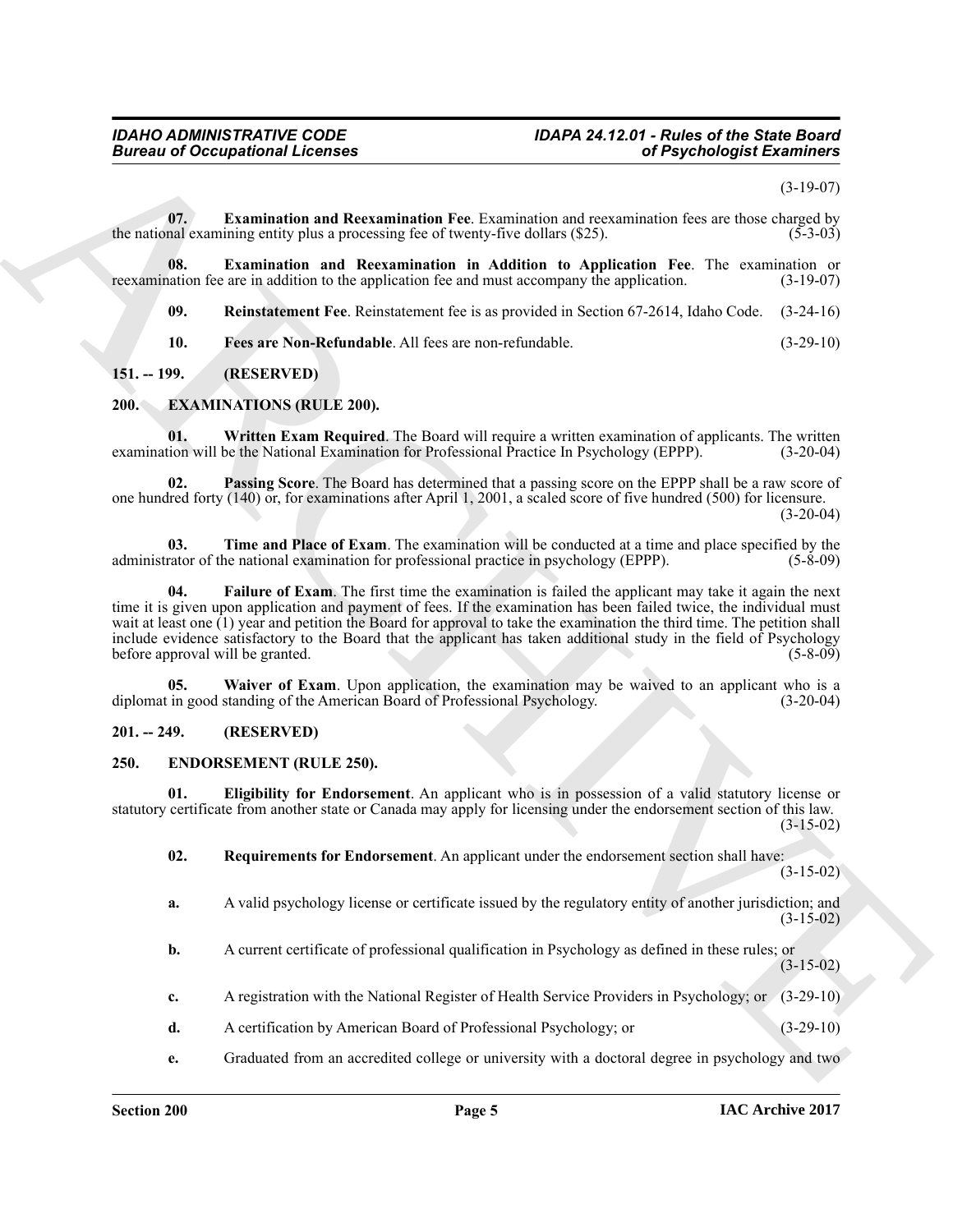(3-19-07)

**07. Examination and Reexamination Fee**. Examination and reexamination fees are those charged by the national examining entity plus a processing fee of twenty-five dollars ($25). (5-3-03)

**08. Examination and Reexamination in Addition to Application Fee**. The examination or reexamination fee are in addition to the application fee and must accompany the application. (3-19-07)

**09. Reinstatement Fee**. Reinstatement fee is as provided in Section 67-2614, Idaho Code. (3-24-16)

**10. Fees are Non-Refundable**. All fees are non-refundable. (3-29-10)

## 151. -- 199. (RESERVED)

## 200. EXAMINATIONS (RULE 200).

**01. Written Exam Required**. The Board will require a written examination of applicants. The written examination will be the National Examination for Professional Practice In Psychology (EPPP). (3-20-04)

**02. Passing Score**. The Board has determined that a passing score on the EPPP shall be a raw score of one hundred forty (140) or, for examinations after April 1, 2001, a scaled score of five hundred (500) for licensure. (3-20-04)

**03. Time and Place of Exam**. The examination will be conducted at a time and place specified by the administrator of the national examination for professional practice in psychology (EPPP). (5-8-09)

**04. Failure of Exam**. The first time the examination is failed the applicant may take it again the next time it is given upon application and payment of fees. If the examination has been failed twice, the individual must wait at least one (1) year and petition the Board for approval to take the examination the third time. The petition shall include evidence satisfactory to the Board that the applicant has taken additional study in the field of Psychology before approval will be granted. (5-8-09)

**05. Waiver of Exam**. Upon application, the examination may be waived to an applicant who is a diplomat in good standing of the American Board of Professional Psychology. (3-20-04)

## 201. -- 249. (RESERVED)

## 250. ENDORSEMENT (RULE 250).

**01. Eligibility for Endorsement**. An applicant who is in possession of a valid statutory license or statutory certificate from another state or Canada may apply for licensing under the endorsement section of this law. (3-15-02)

**02. Requirements for Endorsement**. An applicant under the endorsement section shall have: (3-15-02)

**a.** A valid psychology license or certificate issued by the regulatory entity of another jurisdiction; and (3-15-02)

**b.** A current certificate of professional qualification in Psychology as defined in these rules; or (3-15-02)

**c.** A registration with the National Register of Health Service Providers in Psychology; or (3-29-10)

**d.** A certification by American Board of Professional Psychology; or (3-29-10)

**e.** Graduated from an accredited college or university with a doctoral degree in psychology and two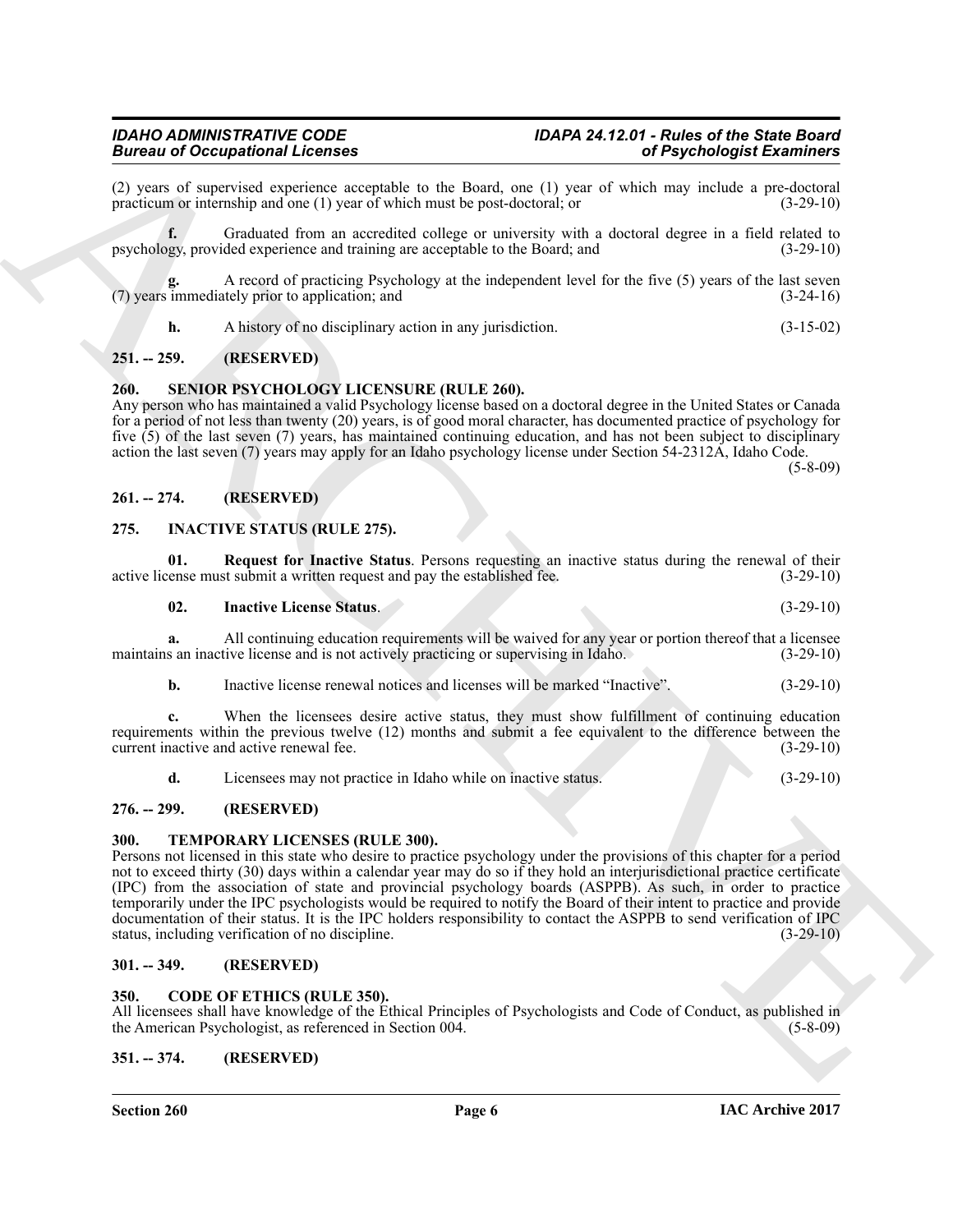(2) years of supervised experience acceptable to the Board, one (1) year of which may include a pre-doctoral practicum or internship and one (1) year of which must be post-doctoral; or (3-29-10)

**f.** Graduated from an accredited college or university with a doctoral degree in a field related to psychology, provided experience and training are acceptable to the Board; and (3-29-10)

**g.** A record of practicing Psychology at the independent level for the five (5) years of the last seven (7) years immediately prior to application; and (3-24-16)

**h.** A history of no disciplinary action in any jurisdiction. (3-15-02)

## 251. -- 259. (RESERVED)

## 260. SENIOR PSYCHOLOGY LICENSURE (RULE 260).

Any person who has maintained a valid Psychology license based on a doctoral degree in the United States or Canada for a period of not less than twenty (20) years, is of good moral character, has documented practice of psychology for five (5) of the last seven (7) years, has maintained continuing education, and has not been subject to disciplinary action the last seven (7) years may apply for an Idaho psychology license under Section 54-2312A, Idaho Code. (5-8-09)

## 261. -- 274. (RESERVED)

## 275. INACTIVE STATUS (RULE 275).

**01. Request for Inactive Status**. Persons requesting an inactive status during the renewal of their active license must submit a written request and pay the established fee. (3-29-10)

**02. Inactive License Status**. (3-29-10)

**a.** All continuing education requirements will be waived for any year or portion thereof that a licensee maintains an inactive license and is not actively practicing or supervising in Idaho. (3-29-10)

**b.** Inactive license renewal notices and licenses will be marked "Inactive". (3-29-10)

**c.** When the licensees desire active status, they must show fulfillment of continuing education requirements within the previous twelve (12) months and submit a fee equivalent to the difference between the current inactive and active renewal fee. (3-29-10)

**d.** Licensees may not practice in Idaho while on inactive status. (3-29-10)

## 276. -- 299. (RESERVED)

## 300. TEMPORARY LICENSES (RULE 300).

Persons not licensed in this state who desire to practice psychology under the provisions of this chapter for a period not to exceed thirty (30) days within a calendar year may do so if they hold an interjurisdictional practice certificate (IPC) from the association of state and provincial psychology boards (ASPPB). As such, in order to practice temporarily under the IPC psychologists would be required to notify the Board of their intent to practice and provide documentation of their status. It is the IPC holders responsibility to contact the ASPPB to send verification of IPC status, including verification of no discipline. (3-29-10)

## 301. -- 349. (RESERVED)

## 350. CODE OF ETHICS (RULE 350).

All licensees shall have knowledge of the Ethical Principles of Psychologists and Code of Conduct, as published in the American Psychologist, as referenced in Section 004. (5-8-09)

## 351. -- 374. (RESERVED)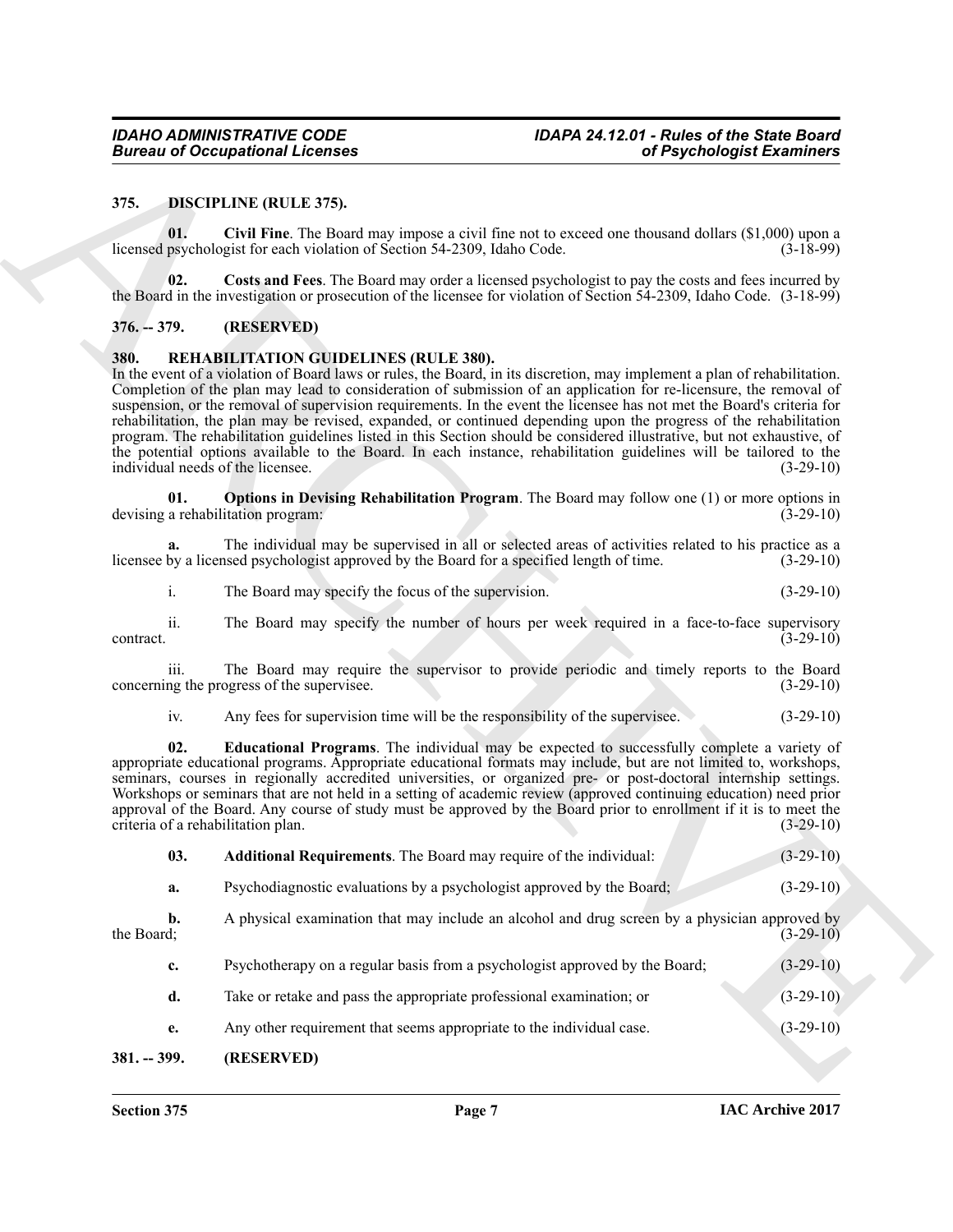## 375. DISCIPLINE (RULE 375).

**01. Civil Fine**. The Board may impose a civil fine not to exceed one thousand dollars ($1,000) upon a licensed psychologist for each violation of Section 54-2309, Idaho Code. (3-18-99)

**02. Costs and Fees**. The Board may order a licensed psychologist to pay the costs and fees incurred by the Board in the investigation or prosecution of the licensee for violation of Section 54-2309, Idaho Code. (3-18-99)

## 376. -- 379. (RESERVED)

## 380. REHABILITATION GUIDELINES (RULE 380).

In the event of a violation of Board laws or rules, the Board, in its discretion, may implement a plan of rehabilitation. Completion of the plan may lead to consideration of submission of an application for re-licensure, the removal of suspension, or the removal of supervision requirements. In the event the licensee has not met the Board's criteria for rehabilitation, the plan may be revised, expanded, or continued depending upon the progress of the rehabilitation program. The rehabilitation guidelines listed in this Section should be considered illustrative, but not exhaustive, of the potential options available to the Board. In each instance, rehabilitation guidelines will be tailored to the individual needs of the licensee. (3-29-10)

**01. Options in Devising Rehabilitation Program**. The Board may follow one (1) or more options in devising a rehabilitation program: (3-29-10)

**a.** The individual may be supervised in all or selected areas of activities related to his practice as a licensee by a licensed psychologist approved by the Board for a specified length of time. (3-29-10)

i. The Board may specify the focus of the supervision. (3-29-10)

ii. The Board may specify the number of hours per week required in a face-to-face supervisory contract. (3-29-10)

iii. The Board may require the supervisor to provide periodic and timely reports to the Board concerning the progress of the supervisee. (3-29-10)

iv. Any fees for supervision time will be the responsibility of the supervisee. (3-29-10)

**02. Educational Programs**. The individual may be expected to successfully complete a variety of appropriate educational programs. Appropriate educational formats may include, but are not limited to, workshops, seminars, courses in regionally accredited universities, or organized pre- or post-doctoral internship settings. Workshops or seminars that are not held in a setting of academic review (approved continuing education) need prior approval of the Board. Any course of study must be approved by the Board prior to enrollment if it is to meet the criteria of a rehabilitation plan. (3-29-10)

**03. Additional Requirements**. The Board may require of the individual: (3-29-10)

**a.** Psychodiagnostic evaluations by a psychologist approved by the Board; (3-29-10)

**b.** A physical examination that may include an alcohol and drug screen by a physician approved by the Board; (3-29-10)

**c.** Psychotherapy on a regular basis from a psychologist approved by the Board; (3-29-10)

**d.** Take or retake and pass the appropriate professional examination; or (3-29-10)

**e.** Any other requirement that seems appropriate to the individual case. (3-29-10)

## 381. -- 399. (RESERVED)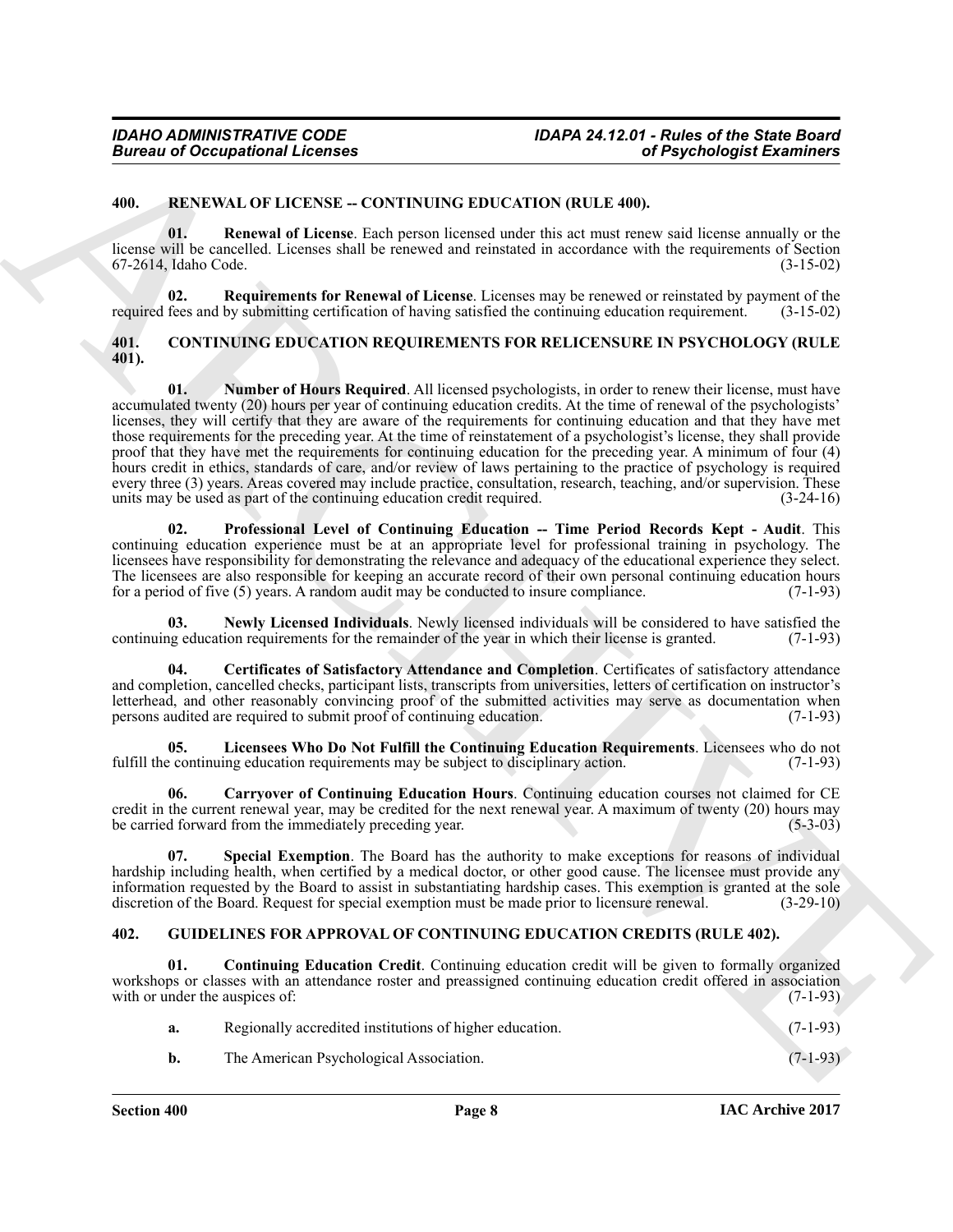### 400. RENEWAL OF LICENSE -- CONTINUING EDUCATION (RULE 400).

**01. Renewal of License**. Each person licensed under this act must renew said license annually or the license will be cancelled. Licenses shall be renewed and reinstated in accordance with the requirements of Section 67-2614, Idaho Code. (3-15-02)

**02. Requirements for Renewal of License**. Licenses may be renewed or reinstated by payment of the required fees and by submitting certification of having satisfied the continuing education requirement. (3-15-02)

### 401. CONTINUING EDUCATION REQUIREMENTS FOR RELICENSURE IN PSYCHOLOGY (RULE 401).

**01. Number of Hours Required**. All licensed psychologists, in order to renew their license, must have accumulated twenty (20) hours per year of continuing education credits. At the time of renewal of the psychologists' licenses, they will certify that they are aware of the requirements for continuing education and that they have met those requirements for the preceding year. At the time of reinstatement of a psychologist's license, they shall provide proof that they have met the requirements for continuing education for the preceding year. A minimum of four (4) hours credit in ethics, standards of care, and/or review of laws pertaining to the practice of psychology is required every three (3) years. Areas covered may include practice, consultation, research, teaching, and/or supervision. These units may be used as part of the continuing education credit required. (3-24-16)

**02. Professional Level of Continuing Education -- Time Period Records Kept - Audit**. This continuing education experience must be at an appropriate level for professional training in psychology. The licensees have responsibility for demonstrating the relevance and adequacy of the educational experience they select. The licensees are also responsible for keeping an accurate record of their own personal continuing education hours for a period of five (5) years. A random audit may be conducted to insure compliance. (7-1-93)

**03. Newly Licensed Individuals**. Newly licensed individuals will be considered to have satisfied the continuing education requirements for the remainder of the year in which their license is granted. (7-1-93)

**04. Certificates of Satisfactory Attendance and Completion**. Certificates of satisfactory attendance and completion, cancelled checks, participant lists, transcripts from universities, letters of certification on instructor's letterhead, and other reasonably convincing proof of the submitted activities may serve as documentation when persons audited are required to submit proof of continuing education. (7-1-93)

**05. Licensees Who Do Not Fulfill the Continuing Education Requirements**. Licensees who do not fulfill the continuing education requirements may be subject to disciplinary action. (7-1-93)

**06. Carryover of Continuing Education Hours**. Continuing education courses not claimed for CE credit in the current renewal year, may be credited for the next renewal year. A maximum of twenty (20) hours may be carried forward from the immediately preceding year. (5-3-03)

**07. Special Exemption**. The Board has the authority to make exceptions for reasons of individual hardship including health, when certified by a medical doctor, or other good cause. The licensee must provide any information requested by the Board to assist in substantiating hardship cases. This exemption is granted at the sole discretion of the Board. Request for special exemption must be made prior to licensure renewal. (3-29-10)

### 402. GUIDELINES FOR APPROVAL OF CONTINUING EDUCATION CREDITS (RULE 402).

**01. Continuing Education Credit**. Continuing education credit will be given to formally organized workshops or classes with an attendance roster and preassigned continuing education credit offered in association with or under the auspices of: (7-1-93)

**a.** Regionally accredited institutions of higher education. (7-1-93)

**b.** The American Psychological Association. (7-1-93)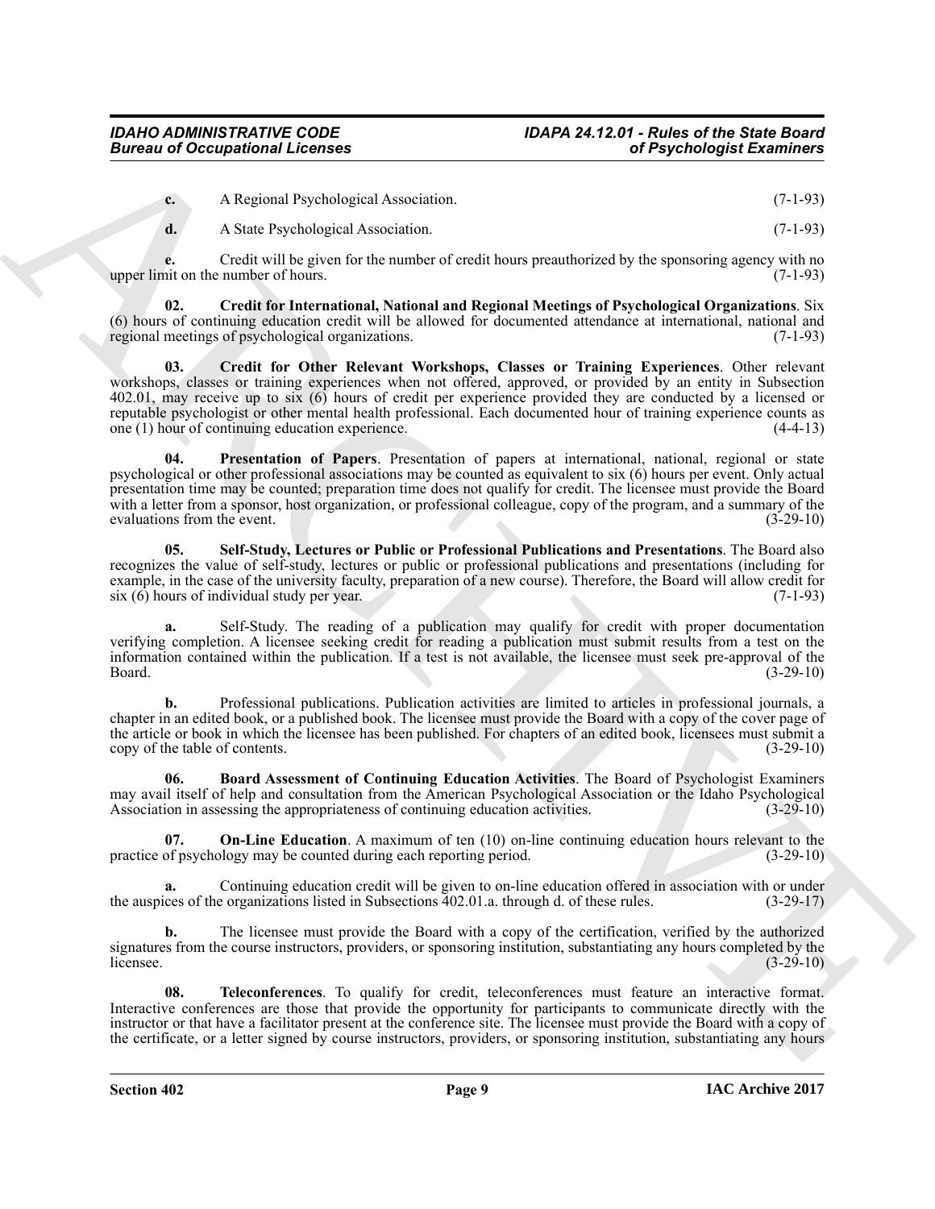**c.** A Regional Psychological Association. (7-1-93)

**d.** A State Psychological Association. (7-1-93)

**e.** Credit will be given for the number of credit hours preauthorized by the sponsoring agency with no upper limit on the number of hours. (7-1-93)

**02. Credit for International, National and Regional Meetings of Psychological Organizations**. Six (6) hours of continuing education credit will be allowed for documented attendance at international, national and regional meetings of psychological organizations. (7-1-93)

**03. Credit for Other Relevant Workshops, Classes or Training Experiences**. Other relevant workshops, classes or training experiences when not offered, approved, or provided by an entity in Subsection 402.01, may receive up to six (6) hours of credit per experience provided they are conducted by a licensed or reputable psychologist or other mental health professional. Each documented hour of training experience counts as one (1) hour of continuing education experience. (4-4-13)

**04. Presentation of Papers**. Presentation of papers at international, national, regional or state psychological or other professional associations may be counted as equivalent to six (6) hours per event. Only actual presentation time may be counted; preparation time does not qualify for credit. The licensee must provide the Board with a letter from a sponsor, host organization, or professional colleague, copy of the program, and a summary of the evaluations from the event. (3-29-10)

**05. Self-Study, Lectures or Public or Professional Publications and Presentations**. The Board also recognizes the value of self-study, lectures or public or professional publications and presentations (including for example, in the case of the university faculty, preparation of a new course). Therefore, the Board will allow credit for six (6) hours of individual study per year. (7-1-93)

**a.** Self-Study. The reading of a publication may qualify for credit with proper documentation verifying completion. A licensee seeking credit for reading a publication must submit results from a test on the information contained within the publication. If a test is not available, the licensee must seek pre-approval of the Board. (3-29-10)

**b.** Professional publications. Publication activities are limited to articles in professional journals, a chapter in an edited book, or a published book. The licensee must provide the Board with a copy of the cover page of the article or book in which the licensee has been published. For chapters of an edited book, licensees must submit a copy of the table of contents. (3-29-10)

**06. Board Assessment of Continuing Education Activities**. The Board of Psychologist Examiners may avail itself of help and consultation from the American Psychological Association or the Idaho Psychological Association in assessing the appropriateness of continuing education activities. (3-29-10)

**07. On-Line Education**. A maximum of ten (10) on-line continuing education hours relevant to the practice of psychology may be counted during each reporting period. (3-29-10)

**a.** Continuing education credit will be given to on-line education offered in association with or under the auspices of the organizations listed in Subsections 402.01.a. through d. of these rules. (3-29-17)

**b.** The licensee must provide the Board with a copy of the certification, verified by the authorized signatures from the course instructors, providers, or sponsoring institution, substantiating any hours completed by the licensee. (3-29-10)

**08. Teleconferences**. To qualify for credit, teleconferences must feature an interactive format. Interactive conferences are those that provide the opportunity for participants to communicate directly with the instructor or that have a facilitator present at the conference site. The licensee must provide the Board with a copy of the certificate, or a letter signed by course instructors, providers, or sponsoring institution, substantiating any hours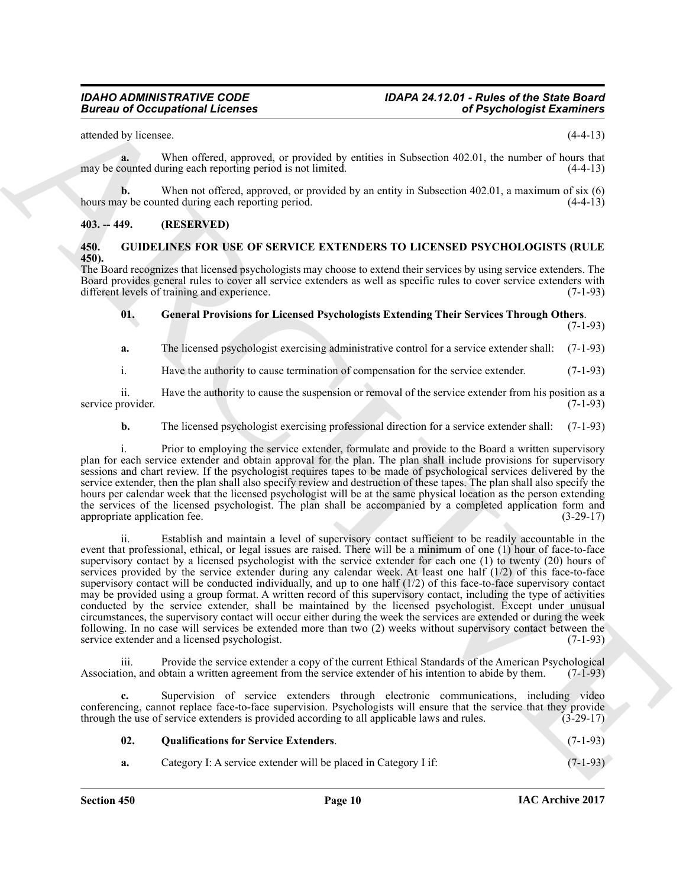attended by licensee. (4-4-13)

**a.** When offered, approved, or provided by entities in Subsection 402.01, the number of hours that may be counted during each reporting period is not limited. (4-4-13)

**b.** When not offered, approved, or provided by an entity in Subsection 402.01, a maximum of six (6) hours may be counted during each reporting period. (4-4-13)

## 403. -- 449. (RESERVED)

## 450. GUIDELINES FOR USE OF SERVICE EXTENDERS TO LICENSED PSYCHOLOGISTS (RULE 450).

The Board recognizes that licensed psychologists may choose to extend their services by using service extenders. The Board provides general rules to cover all service extenders as well as specific rules to cover service extenders with different levels of training and experience. (7-1-93)

**01. General Provisions for Licensed Psychologists Extending Their Services Through Others**. (7-1-93)

**a.** The licensed psychologist exercising administrative control for a service extender shall: (7-1-93)

i. Have the authority to cause termination of compensation for the service extender. (7-1-93)

ii. Have the authority to cause the suspension or removal of the service extender from his position as a service provider. (7-1-93)

**b.** The licensed psychologist exercising professional direction for a service extender shall: (7-1-93)

i. Prior to employing the service extender, formulate and provide to the Board a written supervisory plan for each service extender and obtain approval for the plan. The plan shall include provisions for supervisory sessions and chart review. If the psychologist requires tapes to be made of psychological services delivered by the service extender, then the plan shall also specify review and destruction of these tapes. The plan shall also specify the hours per calendar week that the licensed psychologist will be at the same physical location as the person extending the services of the licensed psychologist. The plan shall be accompanied by a completed application form and appropriate application fee. (3-29-17)

ii. Establish and maintain a level of supervisory contact sufficient to be readily accountable in the event that professional, ethical, or legal issues are raised. There will be a minimum of one (1) hour of face-to-face supervisory contact by a licensed psychologist with the service extender for each one (1) to twenty (20) hours of services provided by the service extender during any calendar week. At least one half (1/2) of this face-to-face supervisory contact will be conducted individually, and up to one half (1/2) of this face-to-face supervisory contact may be provided using a group format. A written record of this supervisory contact, including the type of activities conducted by the service extender, shall be maintained by the licensed psychologist. Except under unusual circumstances, the supervisory contact will occur either during the week the services are extended or during the week following. In no case will services be extended more than two (2) weeks without supervisory contact between the service extender and a licensed psychologist. (7-1-93)

iii. Provide the service extender a copy of the current Ethical Standards of the American Psychological Association, and obtain a written agreement from the service extender of his intention to abide by them. (7-1-93)

**c.** Supervision of service extenders through electronic communications, including video conferencing, cannot replace face-to-face supervision. Psychologists will ensure that the service that they provide through the use of service extenders is provided according to all applicable laws and rules. (3-29-17)

**02. Qualifications for Service Extenders**. (7-1-93)

**a.** Category I: A service extender will be placed in Category I if: (7-1-93)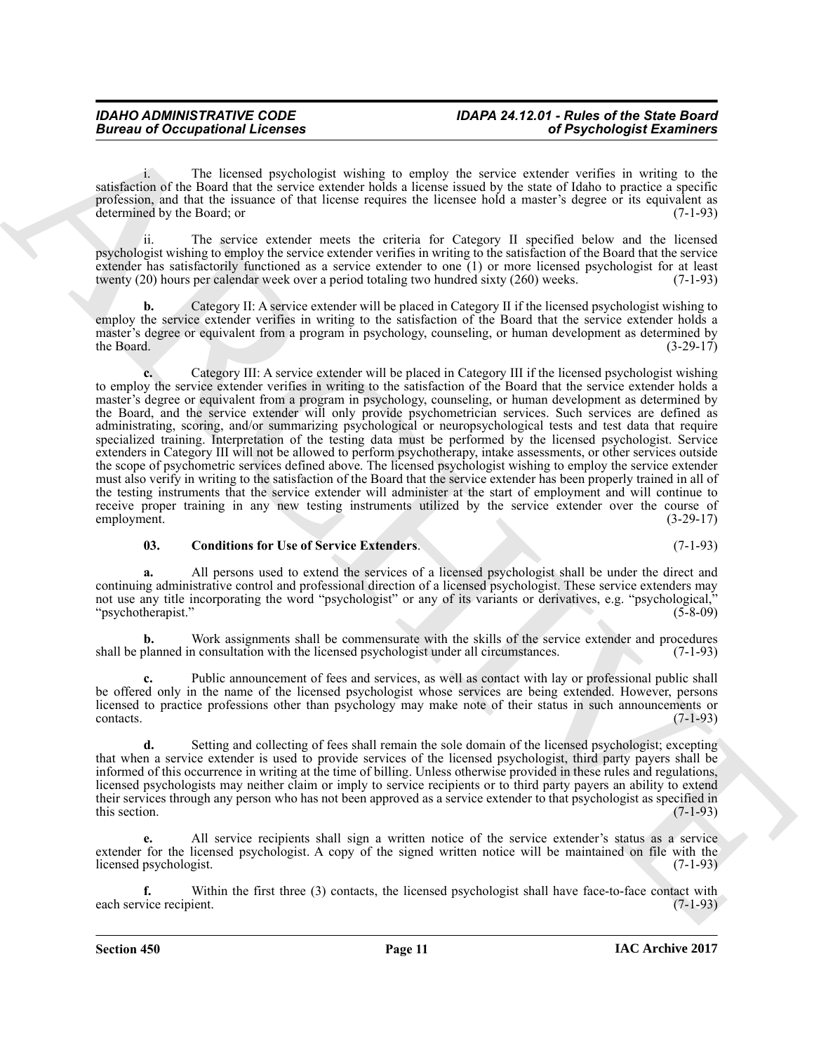i. The licensed psychologist wishing to employ the service extender verifies in writing to the satisfaction of the Board that the service extender holds a license issued by the state of Idaho to practice a specific profession, and that the issuance of that license requires the licensee hold a master's degree or its equivalent as determined by the Board; or (7-1-93)

ii. The service extender meets the criteria for Category II specified below and the licensed psychologist wishing to employ the service extender verifies in writing to the satisfaction of the Board that the service extender has satisfactorily functioned as a service extender to one (1) or more licensed psychologist for at least twenty (20) hours per calendar week over a period totaling two hundred sixty (260) weeks. (7-1-93)

**b.** Category II: A service extender will be placed in Category II if the licensed psychologist wishing to employ the service extender verifies in writing to the satisfaction of the Board that the service extender holds a master's degree or equivalent from a program in psychology, counseling, or human development as determined by the Board. (3-29-17)

**c.** Category III: A service extender will be placed in Category III if the licensed psychologist wishing to employ the service extender verifies in writing to the satisfaction of the Board that the service extender holds a master's degree or equivalent from a program in psychology, counseling, or human development as determined by the Board, and the service extender will only provide psychometrician services. Such services are defined as administrating, scoring, and/or summarizing psychological or neuropsychological tests and test data that require specialized training. Interpretation of the testing data must be performed by the licensed psychologist. Service extenders in Category III will not be allowed to perform psychotherapy, intake assessments, or other services outside the scope of psychometric services defined above. The licensed psychologist wishing to employ the service extender must also verify in writing to the satisfaction of the Board that the service extender has been properly trained in all of the testing instruments that the service extender will administer at the start of employment and will continue to receive proper training in any new testing instruments utilized by the service extender over the course of employment. (3-29-17)

**03. Conditions for Use of Service Extenders**. (7-1-93)

**a.** All persons used to extend the services of a licensed psychologist shall be under the direct and continuing administrative control and professional direction of a licensed psychologist. These service extenders may not use any title incorporating the word "psychologist" or any of its variants or derivatives, e.g. "psychological," "psychotherapist." (5-8-09)

**b.** Work assignments shall be commensurate with the skills of the service extender and procedures shall be planned in consultation with the licensed psychologist under all circumstances. (7-1-93)

**c.** Public announcement of fees and services, as well as contact with lay or professional public shall be offered only in the name of the licensed psychologist whose services are being extended. However, persons licensed to practice professions other than psychology may make note of their status in such announcements or contacts. (7-1-93)

**d.** Setting and collecting of fees shall remain the sole domain of the licensed psychologist; excepting that when a service extender is used to provide services of the licensed psychologist, third party payers shall be informed of this occurrence in writing at the time of billing. Unless otherwise provided in these rules and regulations, licensed psychologists may neither claim or imply to service recipients or to third party payers an ability to extend their services through any person who has not been approved as a service extender to that psychologist as specified in this section. (7-1-93)

**e.** All service recipients shall sign a written notice of the service extender's status as a service extender for the licensed psychologist. A copy of the signed written notice will be maintained on file with the licensed psychologist. (7-1-93)

**f.** Within the first three (3) contacts, the licensed psychologist shall have face-to-face contact with each service recipient. (7-1-93)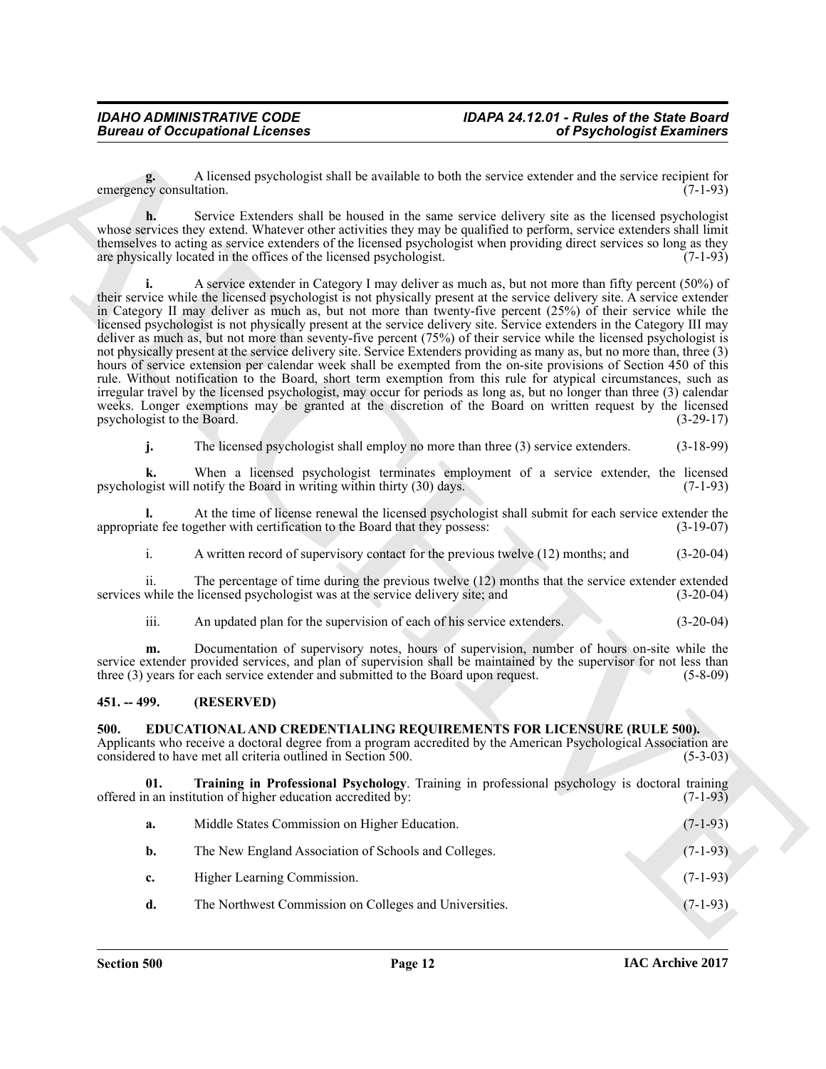**g.** A licensed psychologist shall be available to both the service extender and the service recipient for emergency consultation. (7-1-93)

**h.** Service Extenders shall be housed in the same service delivery site as the licensed psychologist whose services they extend. Whatever other activities they may be qualified to perform, service extenders shall limit themselves to acting as service extenders of the licensed psychologist when providing direct services so long as they are physically located in the offices of the licensed psychologist. (7-1-93)

**i.** A service extender in Category I may deliver as much as, but not more than fifty percent (50%) of their service while the licensed psychologist is not physically present at the service delivery site. A service extender in Category II may deliver as much as, but not more than twenty-five percent (25%) of their service while the licensed psychologist is not physically present at the service delivery site. Service extenders in the Category III may deliver as much as, but not more than seventy-five percent (75%) of their service while the licensed psychologist is not physically present at the service delivery site. Service Extenders providing as many as, but no more than, three (3) hours of service extension per calendar week shall be exempted from the on-site provisions of Section 450 of this rule. Without notification to the Board, short term exemption from this rule for atypical circumstances, such as irregular travel by the licensed psychologist, may occur for periods as long as, but no longer than three (3) calendar weeks. Longer exemptions may be granted at the discretion of the Board on written request by the licensed psychologist to the Board. (3-29-17)

**j.** The licensed psychologist shall employ no more than three (3) service extenders. (3-18-99)

**k.** When a licensed psychologist terminates employment of a service extender, the licensed psychologist will notify the Board in writing within thirty (30) days. (7-1-93)

**l.** At the time of license renewal the licensed psychologist shall submit for each service extender the appropriate fee together with certification to the Board that they possess: (3-19-07)

i. A written record of supervisory contact for the previous twelve (12) months; and (3-20-04)

ii. The percentage of time during the previous twelve (12) months that the service extender extended services while the licensed psychologist was at the service delivery site; and (3-20-04)

iii. An updated plan for the supervision of each of his service extenders. (3-20-04)

**m.** Documentation of supervisory notes, hours of supervision, number of hours on-site while the service extender provided services, and plan of supervision shall be maintained by the supervisor for not less than three (3) years for each service extender and submitted to the Board upon request. (5-8-09)

## 451. -- 499. (RESERVED)

## 500. EDUCATIONAL AND CREDENTIALING REQUIREMENTS FOR LICENSURE (RULE 500).

Applicants who receive a doctoral degree from a program accredited by the American Psychological Association are considered to have met all criteria outlined in Section 500. (5-3-03)

**01. Training in Professional Psychology**. Training in professional psychology is doctoral training offered in an institution of higher education accredited by: (7-1-93)

**a.** Middle States Commission on Higher Education. (7-1-93)

**b.** The New England Association of Schools and Colleges. (7-1-93)

**c.** Higher Learning Commission. (7-1-93)

**d.** The Northwest Commission on Colleges and Universities. (7-1-93)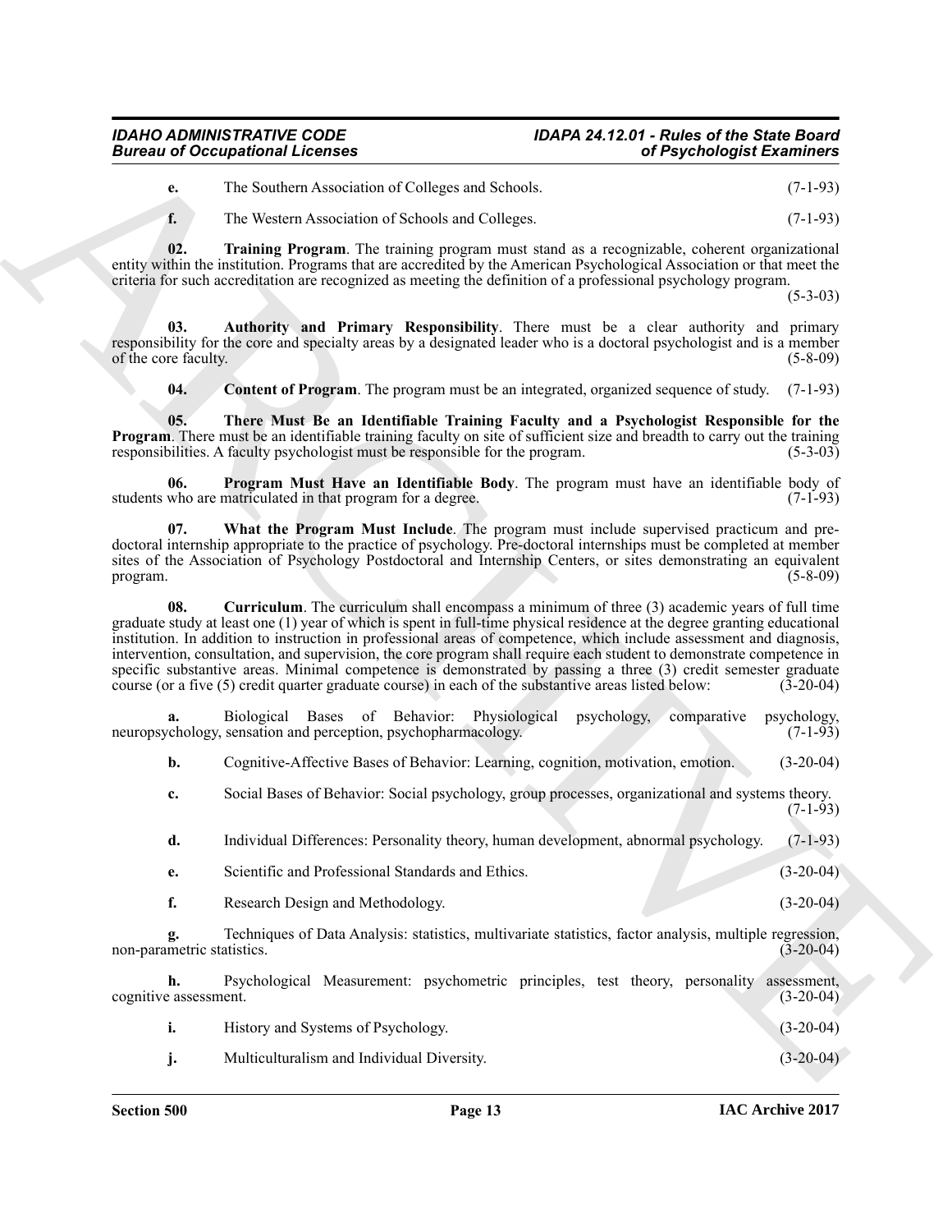**e.** The Southern Association of Colleges and Schools. (7-1-93)

**f.** The Western Association of Schools and Colleges. (7-1-93)

**02. Training Program**. The training program must stand as a recognizable, coherent organizational entity within the institution. Programs that are accredited by the American Psychological Association or that meet the criteria for such accreditation are recognized as meeting the definition of a professional psychology program. (5-3-03)

**03. Authority and Primary Responsibility**. There must be a clear authority and primary responsibility for the core and specialty areas by a designated leader who is a doctoral psychologist and is a member of the core faculty. (5-8-09)

**04. Content of Program**. The program must be an integrated, organized sequence of study. (7-1-93)

**05. There Must Be an Identifiable Training Faculty and a Psychologist Responsible for the Program**. There must be an identifiable training faculty on site of sufficient size and breadth to carry out the training responsibilities. A faculty psychologist must be responsible for the program. (5-3-03)

**06. Program Must Have an Identifiable Body**. The program must have an identifiable body of students who are matriculated in that program for a degree. (7-1-93)

**07. What the Program Must Include**. The program must include supervised practicum and pre-doctoral internship appropriate to the practice of psychology. Pre-doctoral internships must be completed at member sites of the Association of Psychology Postdoctoral and Internship Centers, or sites demonstrating an equivalent program. (5-8-09)

**08. Curriculum**. The curriculum shall encompass a minimum of three (3) academic years of full time graduate study at least one (1) year of which is spent in full-time physical residence at the degree granting educational institution. In addition to instruction in professional areas of competence, which include assessment and diagnosis, intervention, consultation, and supervision, the core program shall require each student to demonstrate competence in specific substantive areas. Minimal competence is demonstrated by passing a three (3) credit semester graduate course (or a five (5) credit quarter graduate course) in each of the substantive areas listed below: (3-20-04)

**a.** Biological Bases of Behavior: Physiological psychology, comparative psychology, neuropsychology, sensation and perception, psychopharmacology. (7-1-93)

**b.** Cognitive-Affective Bases of Behavior: Learning, cognition, motivation, emotion. (3-20-04)

**c.** Social Bases of Behavior: Social psychology, group processes, organizational and systems theory. (7-1-93)

**d.** Individual Differences: Personality theory, human development, abnormal psychology. (7-1-93)

**e.** Scientific and Professional Standards and Ethics. (3-20-04)

**f.** Research Design and Methodology. (3-20-04)

**g.** Techniques of Data Analysis: statistics, multivariate statistics, factor analysis, multiple regression, non-parametric statistics. (3-20-04)

**h.** Psychological Measurement: psychometric principles, test theory, personality assessment, cognitive assessment. (3-20-04)

**i.** History and Systems of Psychology. (3-20-04)

**j.** Multiculturalism and Individual Diversity. (3-20-04)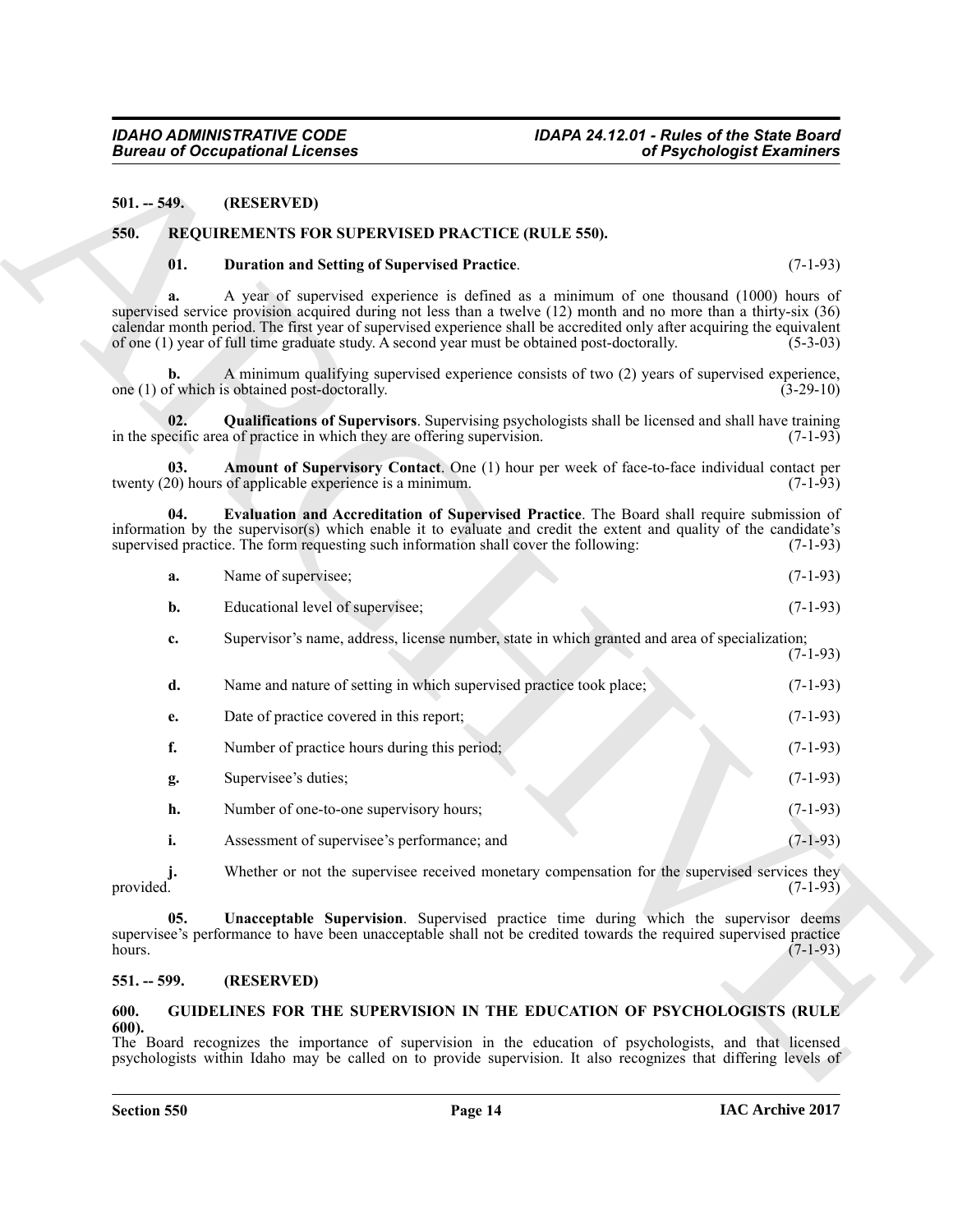**501. -- 549. (RESERVED)**

## 550. REQUIREMENTS FOR SUPERVISED PRACTICE (RULE 550).

**01. Duration and Setting of Supervised Practice**. (7-1-93)

**a.** A year of supervised experience is defined as a minimum of one thousand (1000) hours of supervised service provision acquired during not less than a twelve (12) month and no more than a thirty-six (36) calendar month period. The first year of supervised experience shall be accredited only after acquiring the equivalent of one (1) year of full time graduate study. A second year must be obtained post-doctorally. (5-3-03)

**b.** A minimum qualifying supervised experience consists of two (2) years of supervised experience, one (1) of which is obtained post-doctorally. (3-29-10)

**02. Qualifications of Supervisors**. Supervising psychologists shall be licensed and shall have training in the specific area of practice in which they are offering supervision. (7-1-93)

**03. Amount of Supervisory Contact**. One (1) hour per week of face-to-face individual contact per twenty (20) hours of applicable experience is a minimum. (7-1-93)

**04. Evaluation and Accreditation of Supervised Practice**. The Board shall require submission of information by the supervisor(s) which enable it to evaluate and credit the extent and quality of the candidate's supervised practice. The form requesting such information shall cover the following: (7-1-93)

**a.** Name of supervisee; (7-1-93)

**b.** Educational level of supervisee; (7-1-93)

**c.** Supervisor's name, address, license number, state in which granted and area of specialization; (7-1-93)

**d.** Name and nature of setting in which supervised practice took place; (7-1-93)

**e.** Date of practice covered in this report; (7-1-93)

**f.** Number of practice hours during this period; (7-1-93)

**g.** Supervisee's duties; (7-1-93)

**h.** Number of one-to-one supervisory hours; (7-1-93)

**i.** Assessment of supervisee's performance; and (7-1-93)

**j.** Whether or not the supervisee received monetary compensation for the supervised services they provided. (7-1-93)

**05. Unacceptable Supervision**. Supervised practice time during which the supervisor deems supervisee's performance to have been unacceptable shall not be credited towards the required supervised practice hours. (7-1-93)

**551. -- 599. (RESERVED)**

## 600. GUIDELINES FOR THE SUPERVISION IN THE EDUCATION OF PSYCHOLOGISTS (RULE 600).

The Board recognizes the importance of supervision in the education of psychologists, and that licensed psychologists within Idaho may be called on to provide supervision. It also recognizes that differing levels of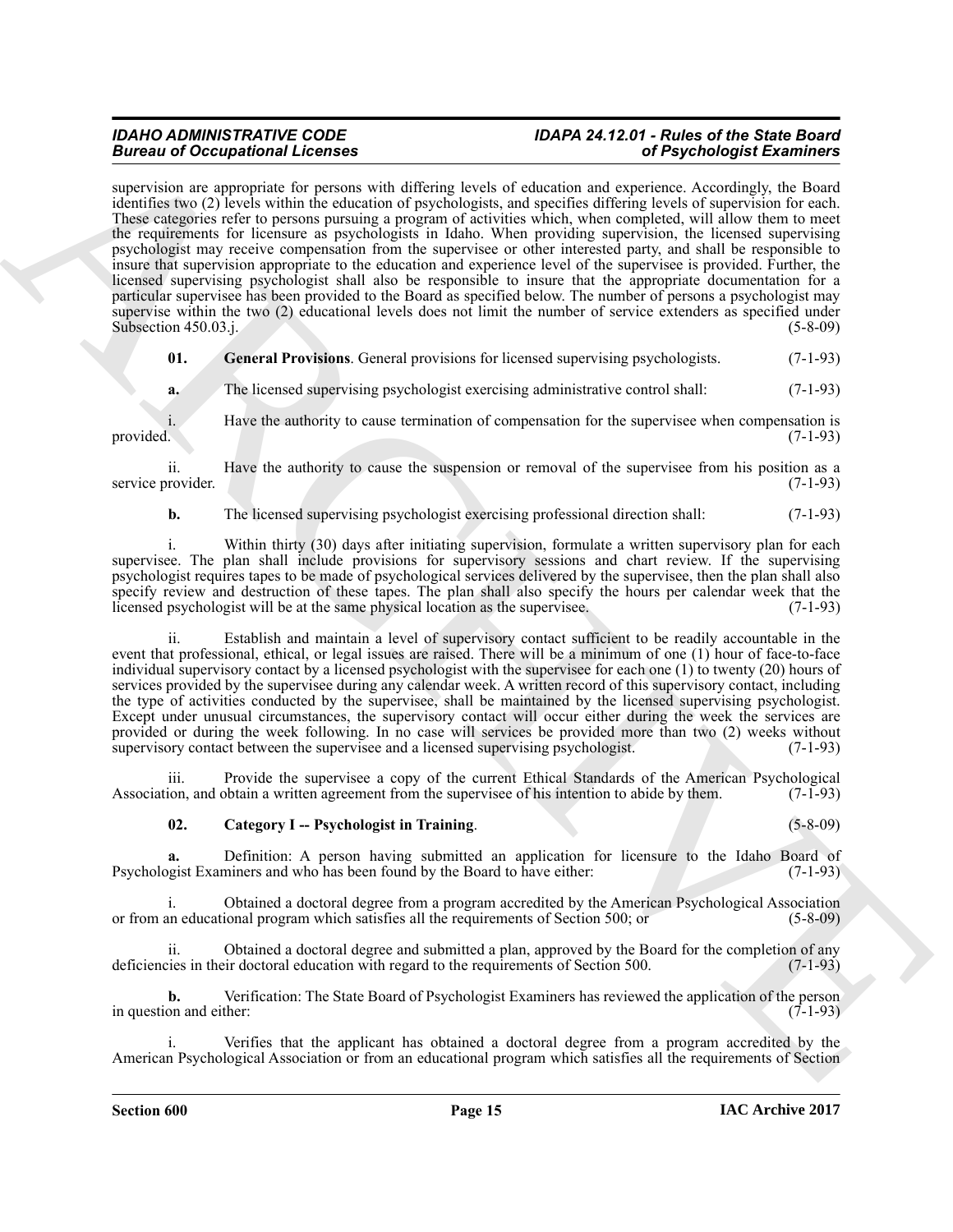supervision are appropriate for persons with differing levels of education and experience. Accordingly, the Board identifies two (2) levels within the education of psychologists, and specifies differing levels of supervision for each. These categories refer to persons pursuing a program of activities which, when completed, will allow them to meet the requirements for licensure as psychologists in Idaho. When providing supervision, the licensed supervising psychologist may receive compensation from the supervisee or other interested party, and shall be responsible to insure that supervision appropriate to the education and experience level of the supervisee is provided. Further, the licensed supervising psychologist shall also be responsible to insure that the appropriate documentation for a particular supervisee has been provided to the Board as specified below. The number of persons a psychologist may supervise within the two (2) educational levels does not limit the number of service extenders as specified under Subsection 450.03.j. (5-8-09)

**01. General Provisions**. General provisions for licensed supervising psychologists. (7-1-93)

**a.** The licensed supervising psychologist exercising administrative control shall: (7-1-93)

i. Have the authority to cause termination of compensation for the supervisee when compensation is provided. (7-1-93)

ii. Have the authority to cause the suspension or removal of the supervisee from his position as a service provider. (7-1-93)

**b.** The licensed supervising psychologist exercising professional direction shall: (7-1-93)

i. Within thirty (30) days after initiating supervision, formulate a written supervisory plan for each supervisee. The plan shall include provisions for supervisory sessions and chart review. If the supervising psychologist requires tapes to be made of psychological services delivered by the supervisee, then the plan shall also specify review and destruction of these tapes. The plan shall also specify the hours per calendar week that the licensed psychologist will be at the same physical location as the supervisee. (7-1-93)

ii. Establish and maintain a level of supervisory contact sufficient to be readily accountable in the event that professional, ethical, or legal issues are raised. There will be a minimum of one (1) hour of face-to-face individual supervisory contact by a licensed psychologist with the supervisee for each one (1) to twenty (20) hours of services provided by the supervisee during any calendar week. A written record of this supervisory contact, including the type of activities conducted by the supervisee, shall be maintained by the licensed supervising psychologist. Except under unusual circumstances, the supervisory contact will occur either during the week the services are provided or during the week following. In no case will services be provided more than two (2) weeks without supervisory contact between the supervisee and a licensed supervising psychologist. (7-1-93)

iii. Provide the supervisee a copy of the current Ethical Standards of the American Psychological Association, and obtain a written agreement from the supervisee of his intention to abide by them. (7-1-93)

**02. Category I -- Psychologist in Training**. (5-8-09)

**a.** Definition: A person having submitted an application for licensure to the Idaho Board of Psychologist Examiners and who has been found by the Board to have either: (7-1-93)

i. Obtained a doctoral degree from a program accredited by the American Psychological Association or from an educational program which satisfies all the requirements of Section 500; or (5-8-09)

ii. Obtained a doctoral degree and submitted a plan, approved by the Board for the completion of any deficiencies in their doctoral education with regard to the requirements of Section 500. (7-1-93)

**b.** Verification: The State Board of Psychologist Examiners has reviewed the application of the person in question and either: (7-1-93)

i. Verifies that the applicant has obtained a doctoral degree from a program accredited by the American Psychological Association or from an educational program which satisfies all the requirements of Section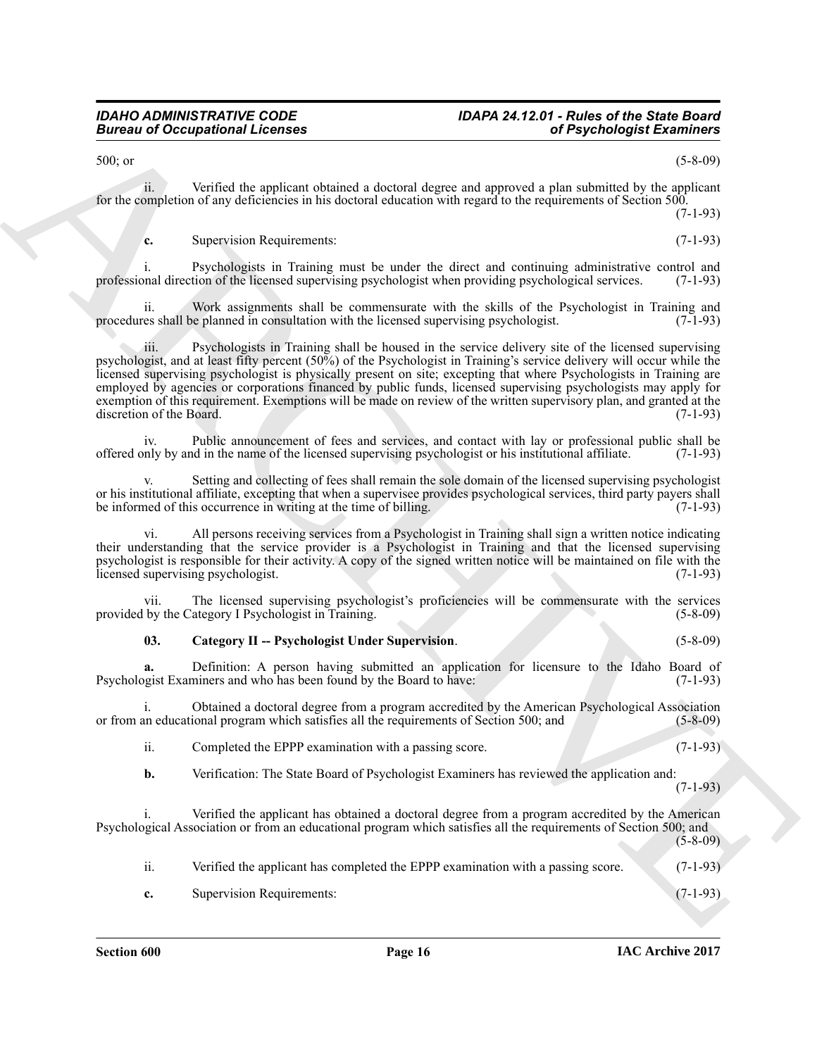500; or (5-8-09)

ii. Verified the applicant obtained a doctoral degree and approved a plan submitted by the applicant for the completion of any deficiencies in his doctoral education with regard to the requirements of Section 500. (7-1-93)

**c.** Supervision Requirements: (7-1-93)

i. Psychologists in Training must be under the direct and continuing administrative control and professional direction of the licensed supervising psychologist when providing psychological services. (7-1-93)

ii. Work assignments shall be commensurate with the skills of the Psychologist in Training and procedures shall be planned in consultation with the licensed supervising psychologist. (7-1-93)

iii. Psychologists in Training shall be housed in the service delivery site of the licensed supervising psychologist, and at least fifty percent (50%) of the Psychologist in Training's service delivery will occur while the licensed supervising psychologist is physically present on site; excepting that where Psychologists in Training are employed by agencies or corporations financed by public funds, licensed supervising psychologists may apply for exemption of this requirement. Exemptions will be made on review of the written supervisory plan, and granted at the discretion of the Board. (7-1-93)

iv. Public announcement of fees and services, and contact with lay or professional public shall be offered only by and in the name of the licensed supervising psychologist or his institutional affiliate. (7-1-93)

v. Setting and collecting of fees shall remain the sole domain of the licensed supervising psychologist or his institutional affiliate, excepting that when a supervisee provides psychological services, third party payers shall be informed of this occurrence in writing at the time of billing. (7-1-93)

vi. All persons receiving services from a Psychologist in Training shall sign a written notice indicating their understanding that the service provider is a Psychologist in Training and that the licensed supervising psychologist is responsible for their activity. A copy of the signed written notice will be maintained on file with the licensed supervising psychologist. (7-1-93)

vii. The licensed supervising psychologist's proficiencies will be commensurate with the services provided by the Category I Psychologist in Training. (5-8-09)

**03. Category II -- Psychologist Under Supervision**. (5-8-09)

**a.** Definition: A person having submitted an application for licensure to the Idaho Board of Psychologist Examiners and who has been found by the Board to have: (7-1-93)

i. Obtained a doctoral degree from a program accredited by the American Psychological Association or from an educational program which satisfies all the requirements of Section 500; and (5-8-09)

ii. Completed the EPPP examination with a passing score. (7-1-93)

**b.** Verification: The State Board of Psychologist Examiners has reviewed the application and: (7-1-93)

i. Verified the applicant has obtained a doctoral degree from a program accredited by the American Psychological Association or from an educational program which satisfies all the requirements of Section 500; and (5-8-09)

ii. Verified the applicant has completed the EPPP examination with a passing score. (7-1-93)

**c.** Supervision Requirements: (7-1-93)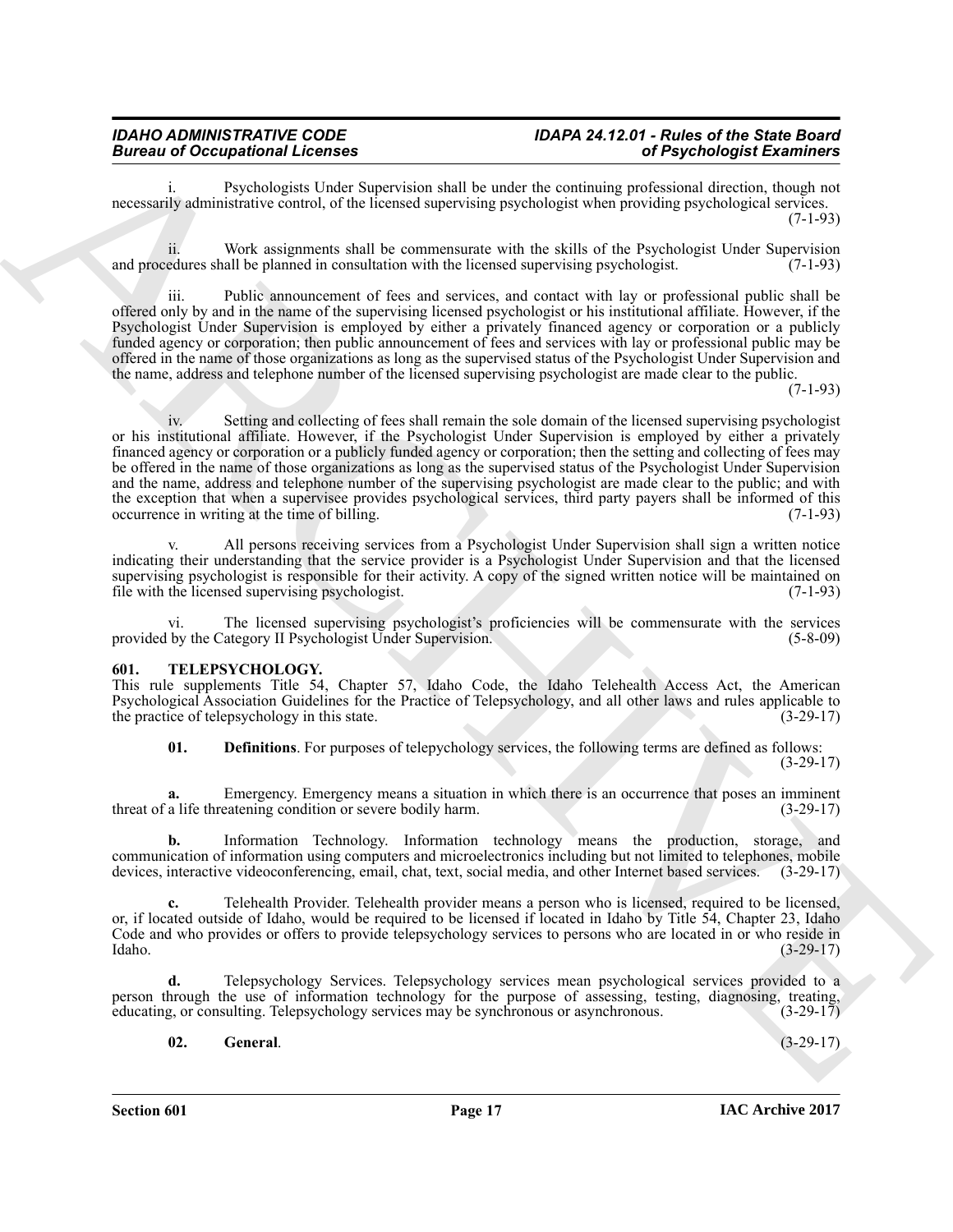i. Psychologists Under Supervision shall be under the continuing professional direction, though not necessarily administrative control, of the licensed supervising psychologist when providing psychological services. (7-1-93)

ii. Work assignments shall be commensurate with the skills of the Psychologist Under Supervision and procedures shall be planned in consultation with the licensed supervising psychologist. (7-1-93)

iii. Public announcement of fees and services, and contact with lay or professional public shall be offered only by and in the name of the supervising licensed psychologist or his institutional affiliate. However, if the Psychologist Under Supervision is employed by either a privately financed agency or corporation or a publicly funded agency or corporation; then public announcement of fees and services with lay or professional public may be offered in the name of those organizations as long as the supervised status of the Psychologist Under Supervision and the name, address and telephone number of the licensed supervising psychologist are made clear to the public. (7-1-93)

iv. Setting and collecting of fees shall remain the sole domain of the licensed supervising psychologist or his institutional affiliate. However, if the Psychologist Under Supervision is employed by either a privately financed agency or corporation or a publicly funded agency or corporation; then the setting and collecting of fees may be offered in the name of those organizations as long as the supervised status of the Psychologist Under Supervision and the name, address and telephone number of the supervising psychologist are made clear to the public; and with the exception that when a supervisee provides psychological services, third party payers shall be informed of this occurrence in writing at the time of billing. (7-1-93)

v. All persons receiving services from a Psychologist Under Supervision shall sign a written notice indicating their understanding that the service provider is a Psychologist Under Supervision and that the licensed supervising psychologist is responsible for their activity. A copy of the signed written notice will be maintained on file with the licensed supervising psychologist. (7-1-93)

vi. The licensed supervising psychologist's proficiencies will be commensurate with the services provided by the Category II Psychologist Under Supervision. (5-8-09)

**601. TELEPSYCHOLOGY.**

This rule supplements Title 54, Chapter 57, Idaho Code, the Idaho Telehealth Access Act, the American Psychological Association Guidelines for the Practice of Telepsychology, and all other laws and rules applicable to the practice of telepsychology in this state. (3-29-17)

**01. Definitions**. For purposes of telepychology services, the following terms are defined as follows: (3-29-17)

**a.** Emergency. Emergency means a situation in which there is an occurrence that poses an imminent threat of a life threatening condition or severe bodily harm. (3-29-17)

**b.** Information Technology. Information technology means the production, storage, and communication of information using computers and microelectronics including but not limited to telephones, mobile devices, interactive videoconferencing, email, chat, text, social media, and other Internet based services. (3-29-17)

**c.** Telehealth Provider. Telehealth provider means a person who is licensed, required to be licensed, or, if located outside of Idaho, would be required to be licensed if located in Idaho by Title 54, Chapter 23, Idaho Code and who provides or offers to provide telepsychology services to persons who are located in or who reside in Idaho. (3-29-17)

**d.** Telepsychology Services. Telepsychology services mean psychological services provided to a person through the use of information technology for the purpose of assessing, testing, diagnosing, treating, educating, or consulting. Telepsychology services may be synchronous or asynchronous. (3-29-17)

**02. General**. (3-29-17)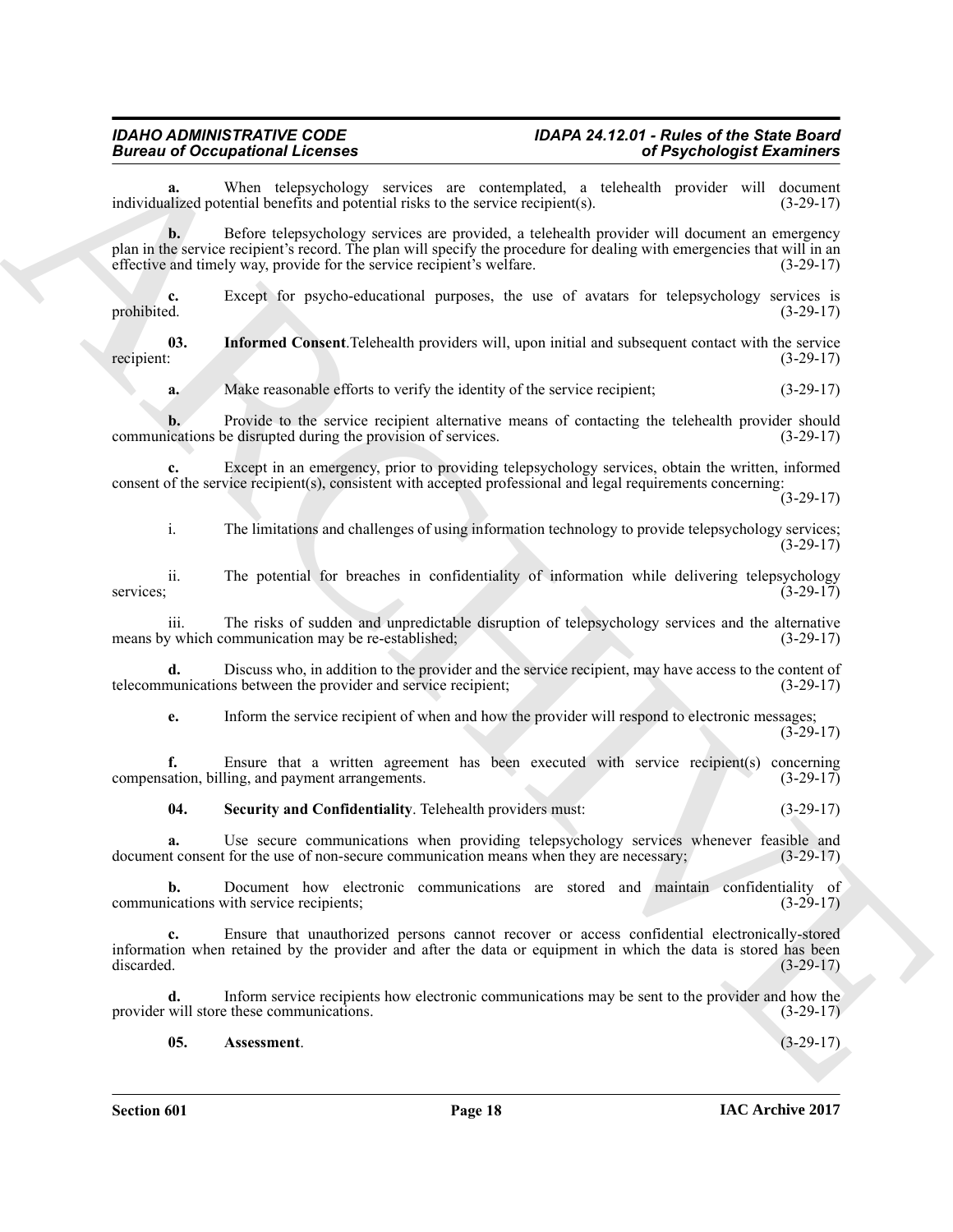**a.** When telepsychology services are contemplated, a telehealth provider will document individualized potential benefits and potential risks to the service recipient(s). (3-29-17)

**b.** Before telepsychology services are provided, a telehealth provider will document an emergency plan in the service recipient's record. The plan will specify the procedure for dealing with emergencies that will in an effective and timely way, provide for the service recipient's welfare. (3-29-17)

**c.** Except for psycho-educational purposes, the use of avatars for telepsychology services is prohibited. (3-29-17)

**03. Informed Consent**. Telehealth providers will, upon initial and subsequent contact with the service recipient: (3-29-17)

**a.** Make reasonable efforts to verify the identity of the service recipient; (3-29-17)

**b.** Provide to the service recipient alternative means of contacting the telehealth provider should communications be disrupted during the provision of services. (3-29-17)

**c.** Except in an emergency, prior to providing telepsychology services, obtain the written, informed consent of the service recipient(s), consistent with accepted professional and legal requirements concerning: (3-29-17)

i. The limitations and challenges of using information technology to provide telepsychology services; (3-29-17)

ii. The potential for breaches in confidentiality of information while delivering telepsychology services; (3-29-17)

iii. The risks of sudden and unpredictable disruption of telepsychology services and the alternative means by which communication may be re-established; (3-29-17)

**d.** Discuss who, in addition to the provider and the service recipient, may have access to the content of telecommunications between the provider and service recipient; (3-29-17)

**e.** Inform the service recipient of when and how the provider will respond to electronic messages; (3-29-17)

**f.** Ensure that a written agreement has been executed with service recipient(s) concerning compensation, billing, and payment arrangements. (3-29-17)

**04. Security and Confidentiality**. Telehealth providers must: (3-29-17)

**a.** Use secure communications when providing telepsychology services whenever feasible and document consent for the use of non-secure communication means when they are necessary; (3-29-17)

**b.** Document how electronic communications are stored and maintain confidentiality of communications with service recipients; (3-29-17)

**c.** Ensure that unauthorized persons cannot recover or access confidential electronically-stored information when retained by the provider and after the data or equipment in which the data is stored has been discarded. (3-29-17)

**d.** Inform service recipients how electronic communications may be sent to the provider and how the provider will store these communications. (3-29-17)

**05. Assessment**. (3-29-17)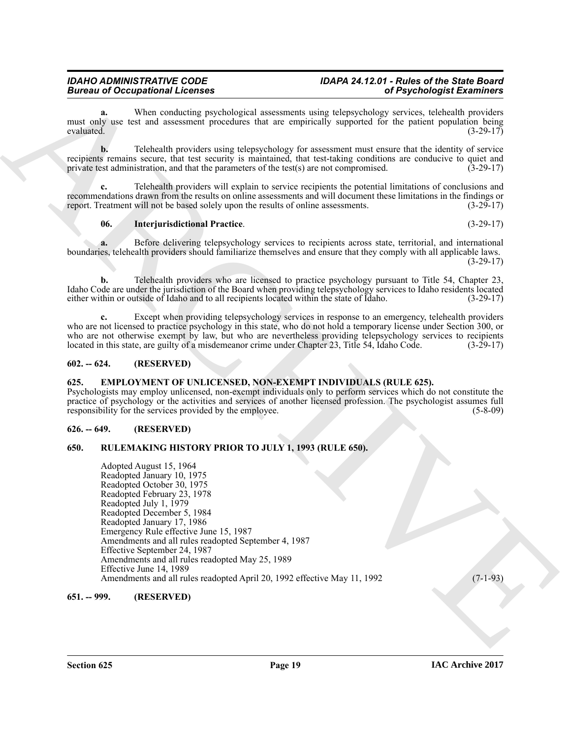**a.** When conducting psychological assessments using telepsychology services, telehealth providers must only use test and assessment procedures that are empirically supported for the patient population being evaluated. (3-29-17)

**b.** Telehealth providers using telepsychology for assessment must ensure that the identity of service recipients remains secure, that test security is maintained, that test-taking conditions are conducive to quiet and private test administration, and that the parameters of the test(s) are not compromised. (3-29-17)

**c.** Telehealth providers will explain to service recipients the potential limitations of conclusions and recommendations drawn from the results on online assessments and will document these limitations in the findings or report. Treatment will not be based solely upon the results of online assessments. (3-29-17)

**06. Interjurisdictional Practice**. (3-29-17)

**a.** Before delivering telepsychology services to recipients across state, territorial, and international boundaries, telehealth providers should familiarize themselves and ensure that they comply with all applicable laws. (3-29-17)

**b.** Telehealth providers who are licensed to practice psychology pursuant to Title 54, Chapter 23, Idaho Code are under the jurisdiction of the Board when providing telepsychology services to Idaho residents located either within or outside of Idaho and to all recipients located within the state of Idaho. (3-29-17)

**c.** Except when providing telepsychology services in response to an emergency, telehealth providers who are not licensed to practice psychology in this state, who do not hold a temporary license under Section 300, or who are not otherwise exempt by law, but who are nevertheless providing telepsychology services to recipients located in this state, are guilty of a misdemeanor crime under Chapter 23, Title 54, Idaho Code. (3-29-17)

## 602. -- 624. (RESERVED)

## 625. EMPLOYMENT OF UNLICENSED, NON-EXEMPT INDIVIDUALS (RULE 625).

Psychologists may employ unlicensed, non-exempt individuals only to perform services which do not constitute the practice of psychology or the activities and services of another licensed profession. The psychologist assumes full responsibility for the services provided by the employee. (5-8-09)

## 626. -- 649. (RESERVED)

## 650. RULEMAKING HISTORY PRIOR TO JULY 1, 1993 (RULE 650).

Adopted August 15, 1964
Readopted January 10, 1975
Readopted October 30, 1975
Readopted February 23, 1978
Readopted July 1, 1979
Readopted December 5, 1984
Readopted January 17, 1986
Emergency Rule effective June 15, 1987
Amendments and all rules readopted September 4, 1987
Effective September 24, 1987
Amendments and all rules readopted May 25, 1989
Effective June 14, 1989
Amendments and all rules readopted April 20, 1992 effective May 11, 1992 (7-1-93)

## 651. -- 999. (RESERVED)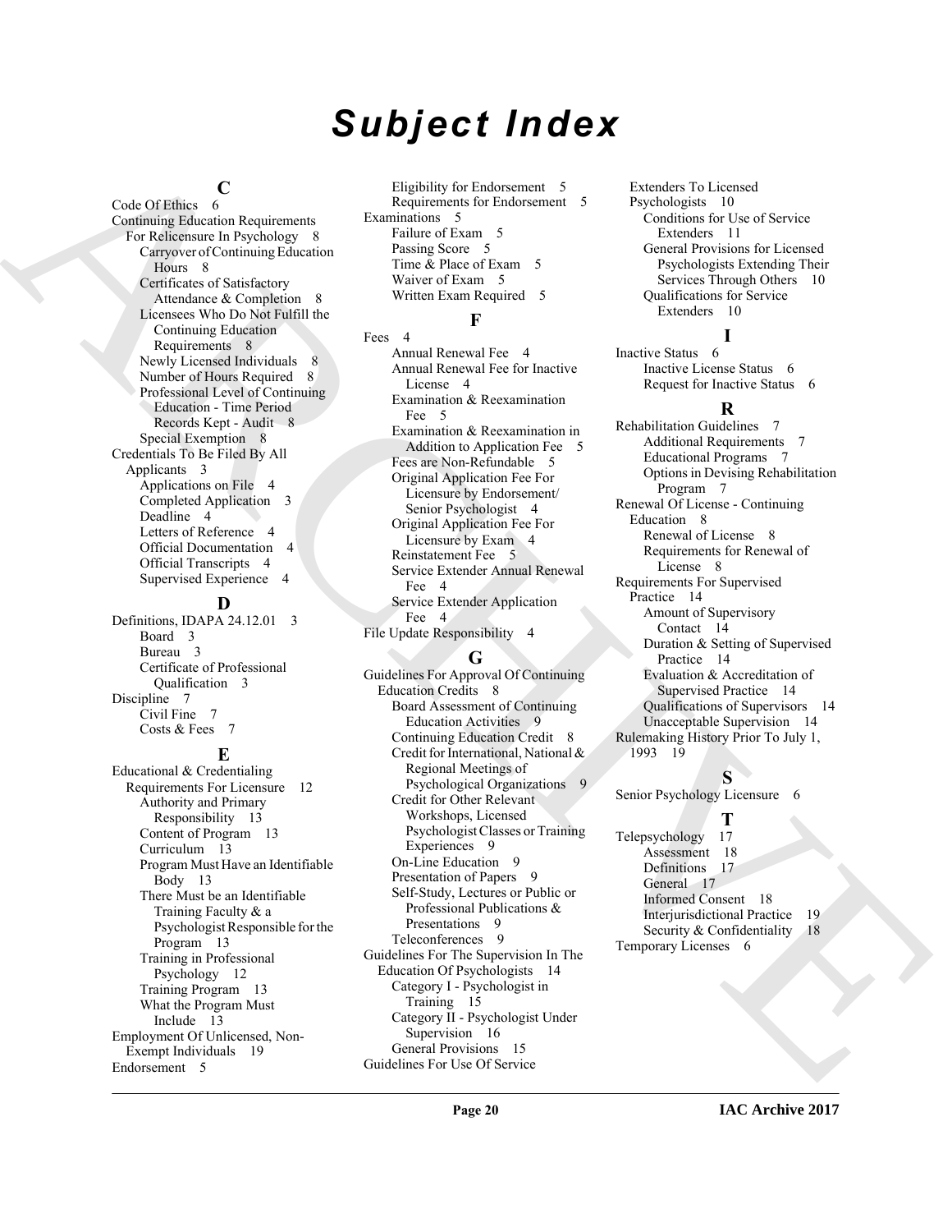# Subject Index

**C**

Code Of Ethics 6
Continuing Education Requirements For Relicensure In Psychology 8
- Carryover of Continuing Education Hours 8
- Certificates of Satisfactory Attendance & Completion 8
- Licensees Who Do Not Fulfill the Continuing Education Requirements 8
- Newly Licensed Individuals 8
- Number of Hours Required 8
- Professional Level of Continuing Education - Time Period Records Kept - Audit 8
- Special Exemption 8

Credentials To Be Filed By All Applicants 3
- Applications on File 4
- Completed Application 3
- Deadline 4
- Letters of Reference 4
- Official Documentation 4
- Official Transcripts 4
- Supervised Experience 4

**D**

Definitions, IDAPA 24.12.01 3
- Board 3
- Bureau 3
- Certificate of Professional Qualification 3

Discipline 7
- Civil Fine 7
- Costs & Fees 7

**E**

Educational & Credentialing Requirements For Licensure 12
- Authority and Primary Responsibility 13
- Content of Program 13
- Curriculum 13
- Program Must Have an Identifiable Body 13
- There Must be an Identifiable Training Faculty & a Psychologist Responsible for the Program 13
- Training in Professional Psychology 12
- Training Program 13
- What the Program Must Include 13

Employment Of Unlicensed, Non-Exempt Individuals 19
Endorsement 5
- Eligibility for Endorsement 5
- Requirements for Endorsement 5

Examinations 5
- Failure of Exam 5
- Passing Score 5
- Time & Place of Exam 5
- Waiver of Exam 5
- Written Exam Required 5

**F**

Fees 4
- Annual Renewal Fee 4
- Annual Renewal Fee for Inactive License 4
- Examination & Reexamination Fee 5
- Examination & Reexamination in Addition to Application Fee 5
- Fees are Non-Refundable 5
- Original Application Fee For Licensure by Endorsement/ Senior Psychologist 4
- Original Application Fee For Licensure by Exam 4
- Reinstatement Fee 5
- Service Extender Annual Renewal Fee 4
- Service Extender Application Fee 4

File Update Responsibility 4

**G**

Guidelines For Approval Of Continuing Education Credits 8
- Board Assessment of Continuing Education Activities 9
- Continuing Education Credit 8
- Credit for International, National & Regional Meetings of Psychological Organizations 9
- Credit for Other Relevant Workshops, Licensed Psychologist Classes or Training Experiences 9
- On-Line Education 9
- Presentation of Papers 9
- Self-Study, Lectures or Public or Professional Publications & Presentations 9
- Teleconferences 9

Guidelines For The Supervision In The Education Of Psychologists 14
- Category I - Psychologist in Training 15
- Category II - Psychologist Under Supervision 16
- General Provisions 15

Guidelines For Use Of Service Extenders To Licensed Psychologists 10
- Conditions for Use of Service Extenders 11
- General Provisions for Licensed Psychologists Extending Their Services Through Others 10
- Qualifications for Service Extenders 10

**I**

Inactive Status 6
- Inactive License Status 6
- Request for Inactive Status 6

**R**

Rehabilitation Guidelines 7
- Additional Requirements 7
- Educational Programs 7
- Options in Devising Rehabilitation Program 7

Renewal Of License - Continuing Education 8
- Renewal of License 8
- Requirements for Renewal of License 8

Requirements For Supervised Practice 14
- Amount of Supervisory Contact 14
- Duration & Setting of Supervised Practice 14
- Evaluation & Accreditation of Supervised Practice 14
- Qualifications of Supervisors 14
- Unacceptable Supervision 14

Rulemaking History Prior To July 1, 1993 19

**S**

Senior Psychology Licensure 6

**T**

Telepsychology 17
- Assessment 18
- Definitions 17
- General 17
- Informed Consent 18
- Interjurisdictional Practice 19
- Security & Confidentiality 18

Temporary Licenses 6